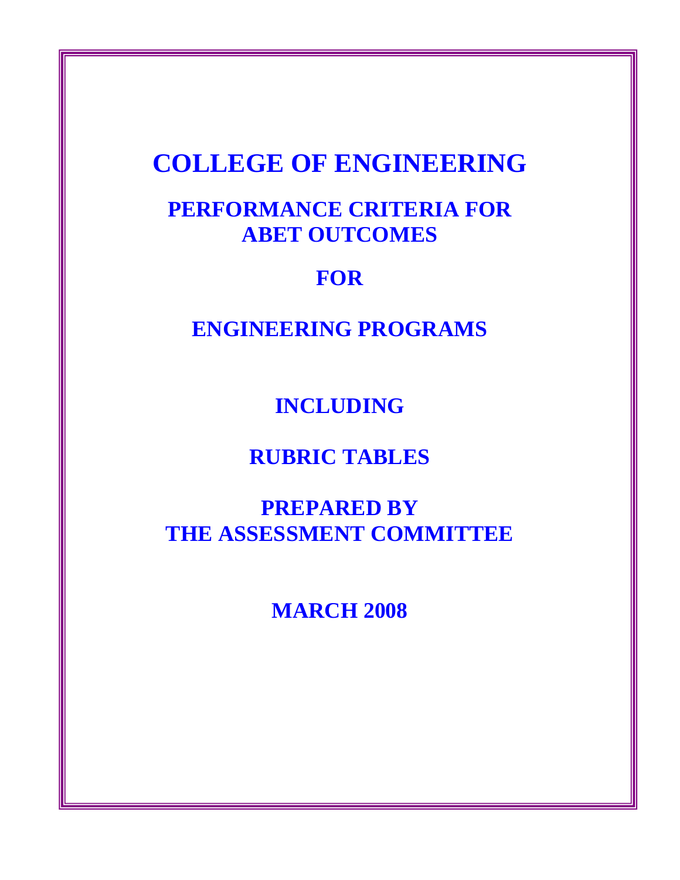# COLLEGE OF ENGINEERING

## PERFORMANCE CRITERIA FOR ABET OUTCOMES

## FOR

## ENGINEERING PROGRAMS

## INCLUDING

## RUBRIC TABLES

## PREPARED BY THE ASSESSMENT COMMITTEE

## MARCH 2008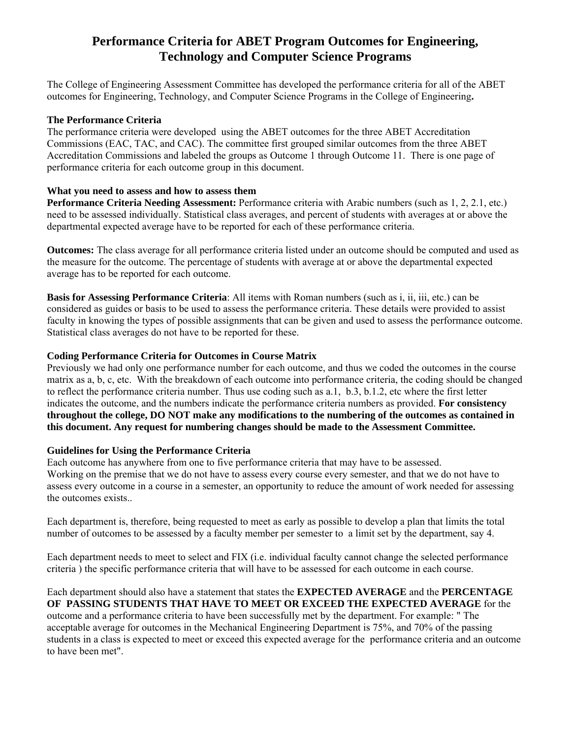# Performance Criteria for ABET Program Outcomes for Engineering, Technology and Computer Science Programs

The College of Engineering Assessment Committee has developed the performance criteria for all of the ABET outcomes for Engineering, Technology, and Computer Science Programs in the College of Engineering**.**

**The Performance Criteria**

The performance criteria were developed using the ABET outcomes for the three ABET Accreditation Commissions (EAC, TAC, and CAC). The committee first grouped similar outcomes from the three ABET Accreditation Commissions and labeled the groups as Outcome 1 through Outcome 11. There is one page of performance criteria for each outcome group in this document.

**What you need to assess and how to assess them**

**Performance Criteria Needing Assessment:** Performance criteria with Arabic numbers (such as 1, 2, 2.1, etc.) need to be assessed individually. Statistical class averages, and percent of students with averages at or above the departmental expected average have to be reported for each of these performance criteria.

**Outcomes:** The class average for all performance criteria listed under an outcome should be computed and used as the measure for the outcome. The percentage of students with average at or above the departmental expected average has to be reported for each outcome.

**Basis for Assessing Performance Criteria**: All items with Roman numbers (such as i, ii, iii, etc.) can be considered as guides or basis to be used to assess the performance criteria. These details were provided to assist faculty in knowing the types of possible assignments that can be given and used to assess the performance outcome. Statistical class averages do not have to be reported for these.

**Coding Performance Criteria for Outcomes in Course Matrix**

Previously we had only one performance number for each outcome, and thus we coded the outcomes in the course matrix as a, b, c, etc. With the breakdown of each outcome into performance criteria, the coding should be changed to reflect the performance criteria number. Thus use coding such as a.1, b.3, b.1.2, etc where the first letter indicates the outcome, and the numbers indicate the performance criteria numbers as provided. **For consistency throughout the college, DO NOT make any modifications to the numbering of the outcomes as contained in this document. Any request for numbering changes should be made to the Assessment Committee.**

**Guidelines for Using the Performance Criteria**

Each outcome has anywhere from one to five performance criteria that may have to be assessed.
Working on the premise that we do not have to assess every course every semester, and that we do not have to assess every outcome in a course in a semester, an opportunity to reduce the amount of work needed for assessing the outcomes exists..

Each department is, therefore, being requested to meet as early as possible to develop a plan that limits the total number of outcomes to be assessed by a faculty member per semester to a limit set by the department, say 4.

Each department needs to meet to select and FIX (i.e. individual faculty cannot change the selected performance criteria ) the specific performance criteria that will have to be assessed for each outcome in each course.

Each department should also have a statement that states the **EXPECTED AVERAGE** and the **PERCENTAGE OF PASSING STUDENTS THAT HAVE TO MEET OR EXCEED THE EXPECTED AVERAGE** for the outcome and a performance criteria to have been successfully met by the department. For example: " The acceptable average for outcomes in the Mechanical Engineering Department is 75%, and 70% of the passing students in a class is expected to meet or exceed this expected average for the performance criteria and an outcome to have been met".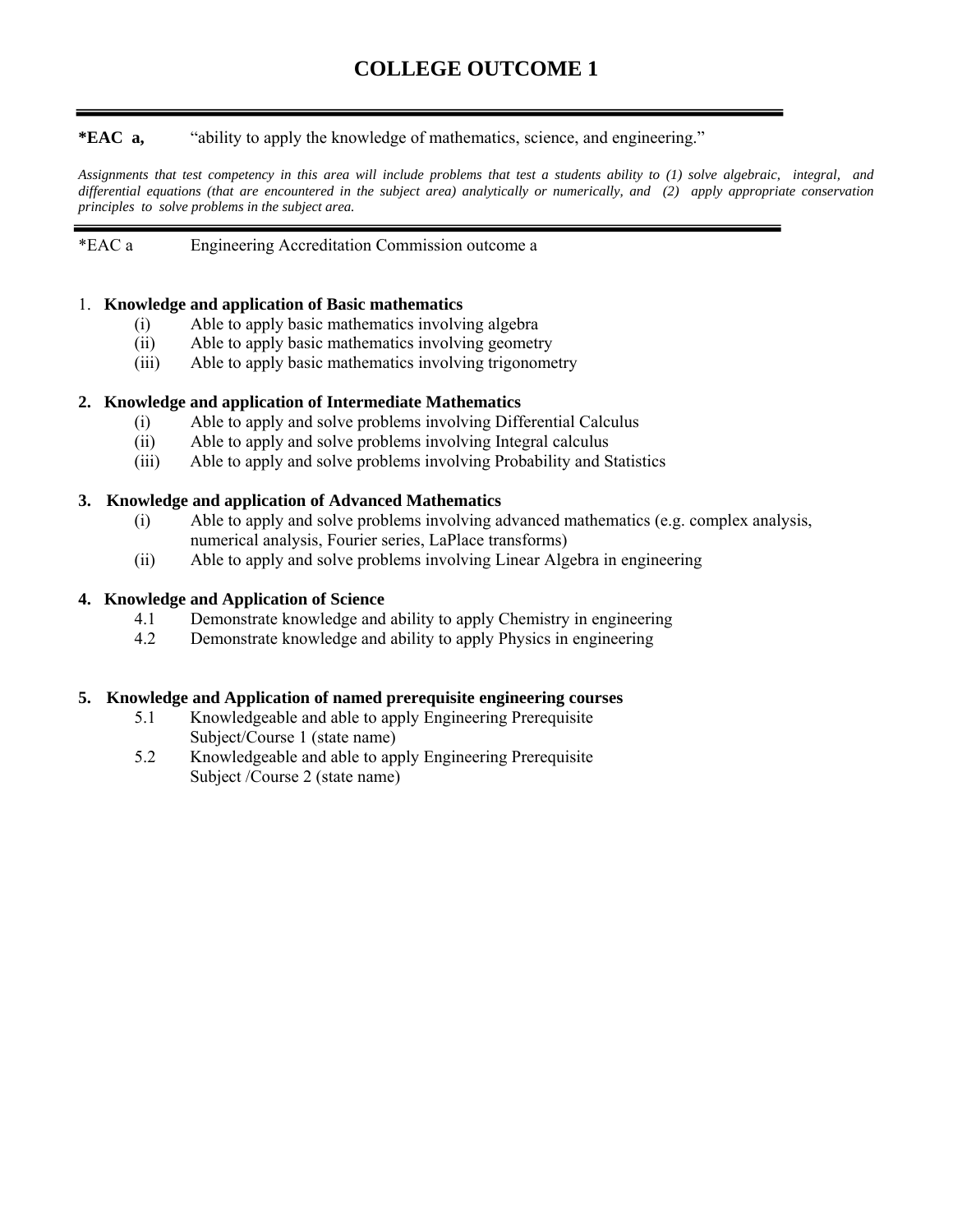# COLLEGE OUTCOME 1

---

**\*EAC a,** "ability to apply the knowledge of mathematics, science, and engineering."

*Assignments that test competency in this area will include problems that test a students ability to (1) solve algebraic, integral, and differential equations (that are encountered in the subject area) analytically or numerically, and (2) apply appropriate conservation principles to solve problems in the subject area.*

---

\*EAC a Engineering Accreditation Commission outcome a

1. **Knowledge and application of Basic mathematics**
   - (i) Able to apply basic mathematics involving algebra
   - (ii) Able to apply basic mathematics involving geometry
   - (iii) Able to apply basic mathematics involving trigonometry

2. **Knowledge and application of Intermediate Mathematics**
   - (i) Able to apply and solve problems involving Differential Calculus
   - (ii) Able to apply and solve problems involving Integral calculus
   - (iii) Able to apply and solve problems involving Probability and Statistics

3. **Knowledge and application of Advanced Mathematics**
   - (i) Able to apply and solve problems involving advanced mathematics (e.g. complex analysis, numerical analysis, Fourier series, LaPlace transforms)
   - (ii) Able to apply and solve problems involving Linear Algebra in engineering

4. **Knowledge and Application of Science**
   - 4.1 Demonstrate knowledge and ability to apply Chemistry in engineering
   - 4.2 Demonstrate knowledge and ability to apply Physics in engineering

5. **Knowledge and Application of named prerequisite engineering courses**
   - 5.1 Knowledgeable and able to apply Engineering Prerequisite Subject/Course 1 (state name)
   - 5.2 Knowledgeable and able to apply Engineering Prerequisite Subject /Course 2 (state name)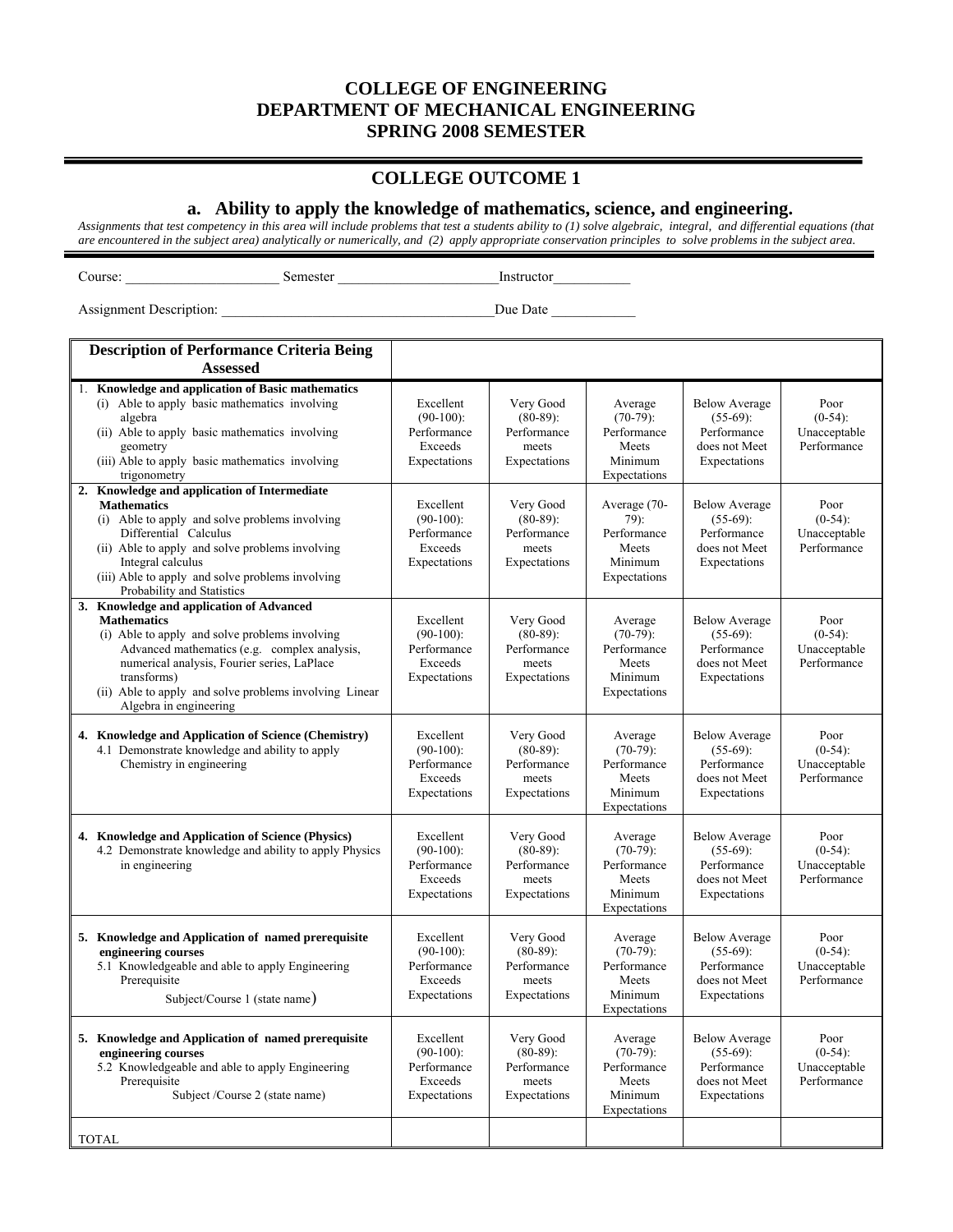## COLLEGE OF ENGINEERING
## DEPARTMENT OF MECHANICAL ENGINEERING
## SPRING 2008 SEMESTER

## COLLEGE OUTCOME 1

### a. Ability to apply the knowledge of mathematics, science, and engineering.

*Assignments that test competency in this area will include problems that test a students ability to (1) solve algebraic, integral, and differential equations (that are encountered in the subject area) analytically or numerically, and (2) apply appropriate conservation principles to solve problems in the subject area.*

Course: ______________________ Semester ______________________ Instructor___________

Assignment Description: ______________________________________ Due Date ____________

| **Description of Performance Criteria Being Assessed** | | | | | |
|---|---|---|---|---|---|
| 1. **Knowledge and application of Basic mathematics**<br>(i) Able to apply basic mathematics involving algebra<br>(ii) Able to apply basic mathematics involving geometry<br>(iii) Able to apply basic mathematics involving trigonometry | Excellent (90-100): Performance Exceeds Expectations | Very Good (80-89): Performance meets Expectations | Average (70-79): Performance Meets Minimum Expectations | Below Average (55-69): Performance does not Meet Expectations | Poor (0-54): Unacceptable Performance |
| 2. **Knowledge and application of Intermediate Mathematics**<br>(i) Able to apply and solve problems involving Differential Calculus<br>(ii) Able to apply and solve problems involving Integral calculus<br>(iii) Able to apply and solve problems involving Probability and Statistics | Excellent (90-100): Performance Exceeds Expectations | Very Good (80-89): Performance meets Expectations | Average (70-79): Performance Meets Minimum Expectations | Below Average (55-69): Performance does not Meet Expectations | Poor (0-54): Unacceptable Performance |
| 3. **Knowledge and application of Advanced Mathematics**<br>(i) Able to apply and solve problems involving Advanced mathematics (e.g. complex analysis, numerical analysis, Fourier series, LaPlace transforms)<br>(ii) Able to apply and solve problems involving Linear Algebra in engineering | Excellent (90-100): Performance Exceeds Expectations | Very Good (80-89): Performance meets Expectations | Average (70-79): Performance Meets Minimum Expectations | Below Average (55-69): Performance does not Meet Expectations | Poor (0-54): Unacceptable Performance |
| 4. **Knowledge and Application of Science (Chemistry)**<br>4.1 Demonstrate knowledge and ability to apply Chemistry in engineering | Excellent (90-100): Performance Exceeds Expectations | Very Good (80-89): Performance meets Expectations | Average (70-79): Performance Meets Minimum Expectations | Below Average (55-69): Performance does not Meet Expectations | Poor (0-54): Unacceptable Performance |
| 4. **Knowledge and Application of Science (Physics)**<br>4.2 Demonstrate knowledge and ability to apply Physics in engineering | Excellent (90-100): Performance Exceeds Expectations | Very Good (80-89): Performance meets Expectations | Average (70-79): Performance Meets Minimum Expectations | Below Average (55-69): Performance does not Meet Expectations | Poor (0-54): Unacceptable Performance |
| 5. **Knowledge and Application of named prerequisite engineering courses**<br>5.1 Knowledgeable and able to apply Engineering Prerequisite<br>Subject/Course 1 (state name) | Excellent (90-100): Performance Exceeds Expectations | Very Good (80-89): Performance meets Expectations | Average (70-79): Performance Meets Minimum Expectations | Below Average (55-69): Performance does not Meet Expectations | Poor (0-54): Unacceptable Performance |
| 5. **Knowledge and Application of named prerequisite engineering courses**<br>5.2 Knowledgeable and able to apply Engineering Prerequisite<br>Subject /Course 2 (state name) | Excellent (90-100): Performance Exceeds Expectations | Very Good (80-89): Performance meets Expectations | Average (70-79): Performance Meets Minimum Expectations | Below Average (55-69): Performance does not Meet Expectations | Poor (0-54): Unacceptable Performance |
| TOTAL | | | | | |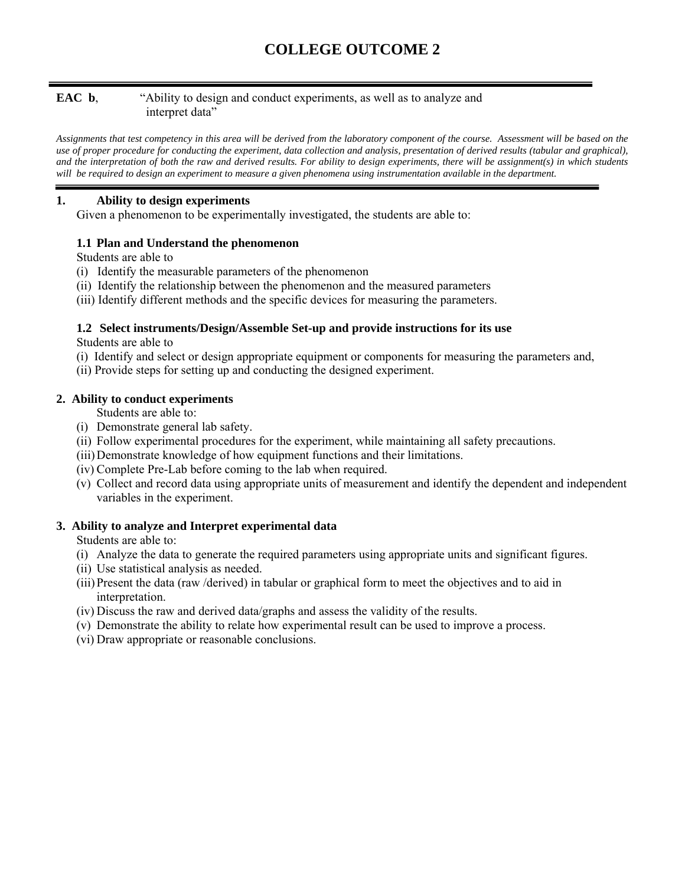# COLLEGE OUTCOME 2

**EAC b**, "Ability to design and conduct experiments, as well as to analyze and interpret data"

*Assignments that test competency in this area will be derived from the laboratory component of the course. Assessment will be based on the use of proper procedure for conducting the experiment, data collection and analysis, presentation of derived results (tabular and graphical), and the interpretation of both the raw and derived results. For ability to design experiments, there will be assignment(s) in which students will be required to design an experiment to measure a given phenomena using instrumentation available in the department.*

## 1. Ability to design experiments

Given a phenomenon to be experimentally investigated, the students are able to:

### 1.1 Plan and Understand the phenomenon

Students are able to

(i) Identify the measurable parameters of the phenomenon
(ii) Identify the relationship between the phenomenon and the measured parameters
(iii) Identify different methods and the specific devices for measuring the parameters.

### 1.2 Select instruments/Design/Assemble Set-up and provide instructions for its use

Students are able to

(i) Identify and select or design appropriate equipment or components for measuring the parameters and,
(ii) Provide steps for setting up and conducting the designed experiment.

## 2. Ability to conduct experiments

Students are able to:

(i) Demonstrate general lab safety.
(ii) Follow experimental procedures for the experiment, while maintaining all safety precautions.
(iii) Demonstrate knowledge of how equipment functions and their limitations.
(iv) Complete Pre-Lab before coming to the lab when required.
(v) Collect and record data using appropriate units of measurement and identify the dependent and independent variables in the experiment.

## 3. Ability to analyze and Interpret experimental data

Students are able to:

(i) Analyze the data to generate the required parameters using appropriate units and significant figures.
(ii) Use statistical analysis as needed.
(iii) Present the data (raw /derived) in tabular or graphical form to meet the objectives and to aid in interpretation.
(iv) Discuss the raw and derived data/graphs and assess the validity of the results.
(v) Demonstrate the ability to relate how experimental result can be used to improve a process.
(vi) Draw appropriate or reasonable conclusions.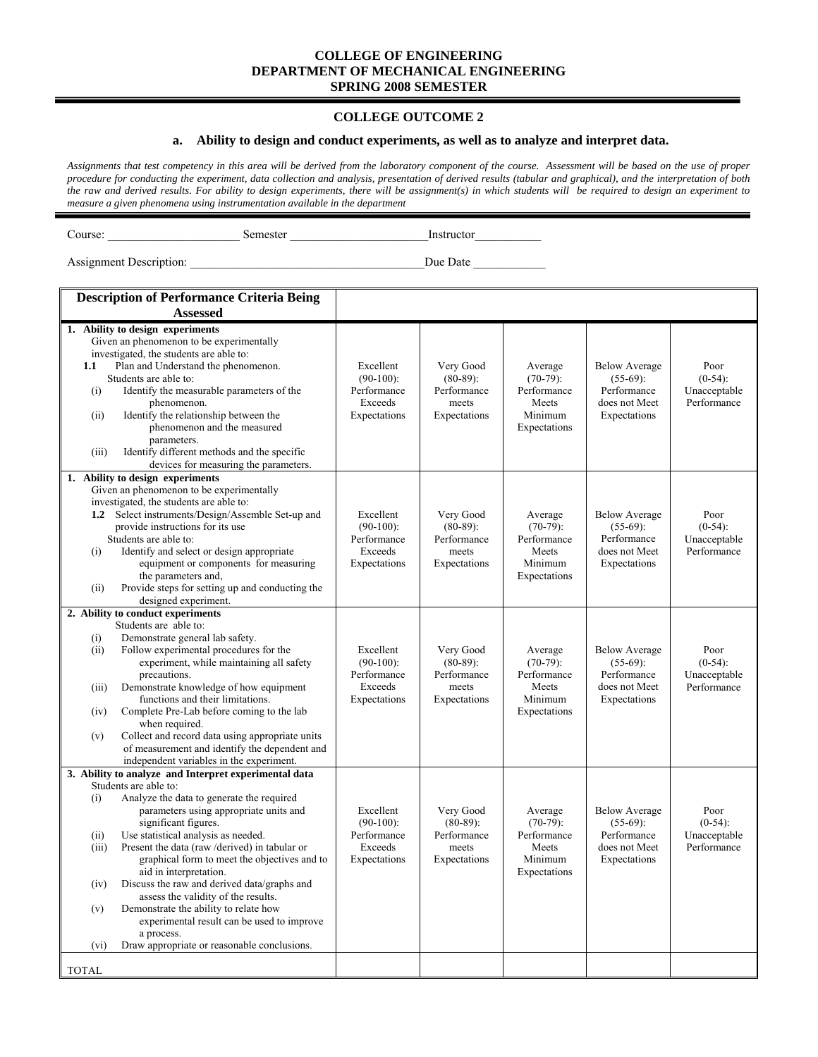**COLLEGE OF ENGINEERING**
**DEPARTMENT OF MECHANICAL ENGINEERING**
**SPRING 2008 SEMESTER**

## COLLEGE OUTCOME 2

### a. Ability to design and conduct experiments, as well as to analyze and interpret data.

*Assignments that test competency in this area will be derived from the laboratory component of the course. Assessment will be based on the use of proper procedure for conducting the experiment, data collection and analysis, presentation of derived results (tabular and graphical), and the interpretation of both the raw and derived results. For ability to design experiments, there will be assignment(s) in which students will be required to design an experiment to measure a given phenomena using instrumentation available in the department*

Course: ______________________ Semester ______________________Instructor___________

Assignment Description: ______________________________________Due Date ____________

| Description of Performance Criteria Being Assessed | | | | | |
|---|---|---|---|---|---|
| **1. Ability to design experiments**<br>Given an phenomenon to be experimentally investigated, the students are able to:<br>**1.1** Plan and Understand the phenomenon.<br>Students are able to:<br>(i) Identify the measurable parameters of the phenomenon.<br>(ii) Identify the relationship between the phenomenon and the measured parameters.<br>(iii) Identify different methods and the specific devices for measuring the parameters. | Excellent (90-100): Performance Exceeds Expectations | Very Good (80-89): Performance meets Expectations | Average (70-79): Performance Meets Minimum Expectations | Below Average (55-69): Performance does not Meet Expectations | Poor (0-54): Unacceptable Performance |
| **1. Ability to design experiments**<br>Given an phenomenon to be experimentally investigated, the students are able to:<br>**1.2** Select instruments/Design/Assemble Set-up and provide instructions for its use<br>Students are able to:<br>(i) Identify and select or design appropriate equipment or components for measuring the parameters and,<br>(ii) Provide steps for setting up and conducting the designed experiment. | Excellent (90-100): Performance Exceeds Expectations | Very Good (80-89): Performance meets Expectations | Average (70-79): Performance Meets Minimum Expectations | Below Average (55-69): Performance does not Meet Expectations | Poor (0-54): Unacceptable Performance |
| **2. Ability to conduct experiments**<br>Students are able to:<br>(i) Demonstrate general lab safety.<br>(ii) Follow experimental procedures for the experiment, while maintaining all safety precautions.<br>(iii) Demonstrate knowledge of how equipment functions and their limitations.<br>(iv) Complete Pre-Lab before coming to the lab when required.<br>(v) Collect and record data using appropriate units of measurement and identify the dependent and independent variables in the experiment. | Excellent (90-100): Performance Exceeds Expectations | Very Good (80-89): Performance meets Expectations | Average (70-79): Performance Meets Minimum Expectations | Below Average (55-69): Performance does not Meet Expectations | Poor (0-54): Unacceptable Performance |
| **3. Ability to analyze and Interpret experimental data**<br>Students are able to:<br>(i) Analyze the data to generate the required parameters using appropriate units and significant figures.<br>(ii) Use statistical analysis as needed.<br>(iii) Present the data (raw /derived) in tabular or graphical form to meet the objectives and to aid in interpretation.<br>(iv) Discuss the raw and derived data/graphs and assess the validity of the results.<br>(v) Demonstrate the ability to relate how experimental result can be used to improve a process.<br>(vi) Draw appropriate or reasonable conclusions. | Excellent (90-100): Performance Exceeds Expectations | Very Good (80-89): Performance meets Expectations | Average (70-79): Performance Meets Minimum Expectations | Below Average (55-69): Performance does not Meet Expectations | Poor (0-54): Unacceptable Performance |
| TOTAL | | | | | |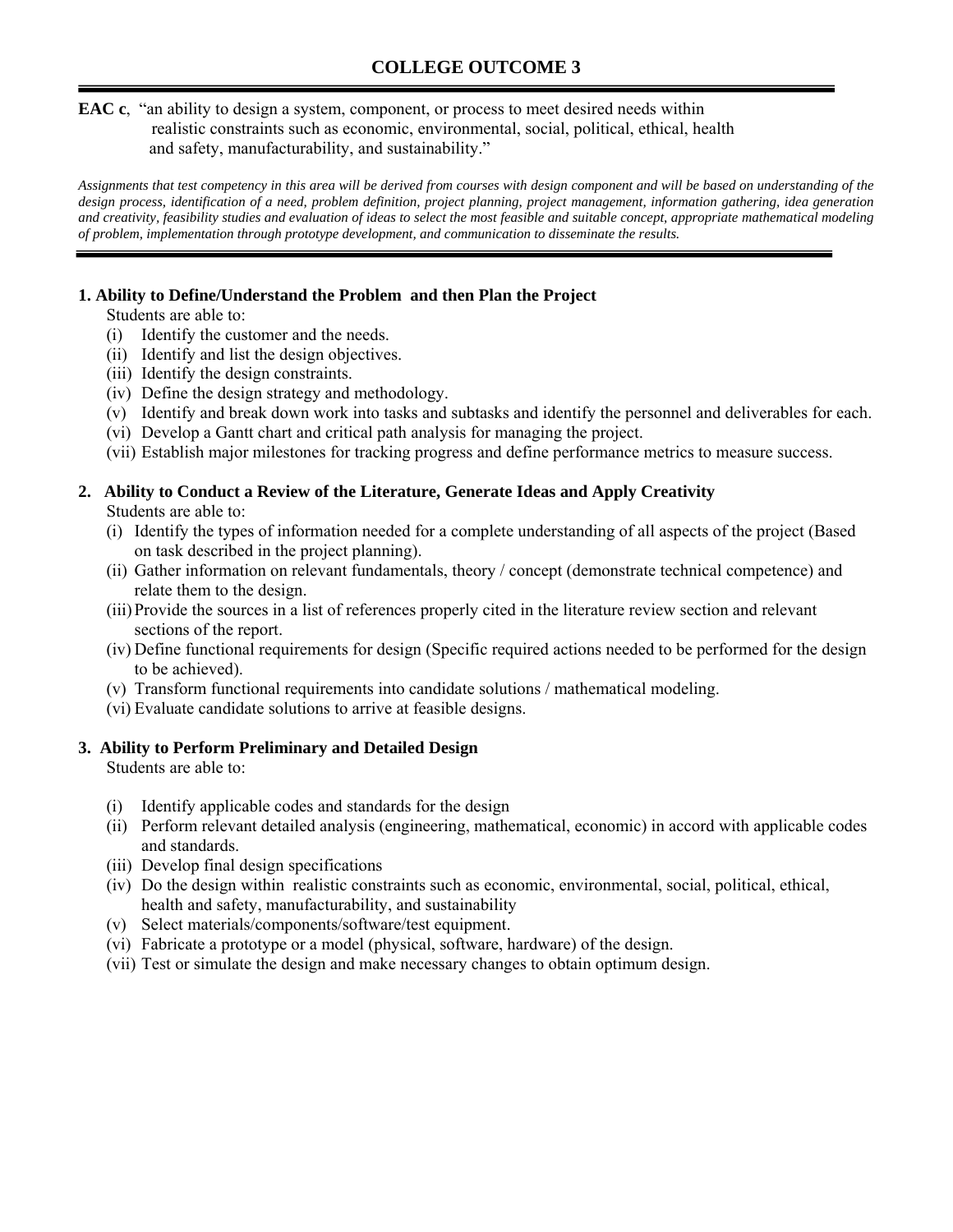# COLLEGE OUTCOME 3

**EAC c**, "an ability to design a system, component, or process to meet desired needs within realistic constraints such as economic, environmental, social, political, ethical, health and safety, manufacturability, and sustainability."

*Assignments that test competency in this area will be derived from courses with design component and will be based on understanding of the design process, identification of a need, problem definition, project planning, project management, information gathering, idea generation and creativity, feasibility studies and evaluation of ideas to select the most feasible and suitable concept, appropriate mathematical modeling of problem, implementation through prototype development, and communication to disseminate the results.*

**1. Ability to Define/Understand the Problem and then Plan the Project**

Students are able to:

(i) Identify the customer and the needs.
(ii) Identify and list the design objectives.
(iii) Identify the design constraints.
(iv) Define the design strategy and methodology.
(v) Identify and break down work into tasks and subtasks and identify the personnel and deliverables for each.
(vi) Develop a Gantt chart and critical path analysis for managing the project.
(vii) Establish major milestones for tracking progress and define performance metrics to measure success.

**2. Ability to Conduct a Review of the Literature, Generate Ideas and Apply Creativity**

Students are able to:

(i) Identify the types of information needed for a complete understanding of all aspects of the project (Based on task described in the project planning).
(ii) Gather information on relevant fundamentals, theory / concept (demonstrate technical competence) and relate them to the design.
(iii) Provide the sources in a list of references properly cited in the literature review section and relevant sections of the report.
(iv) Define functional requirements for design (Specific required actions needed to be performed for the design to be achieved).
(v) Transform functional requirements into candidate solutions / mathematical modeling.
(vi) Evaluate candidate solutions to arrive at feasible designs.

**3. Ability to Perform Preliminary and Detailed Design**

Students are able to:

(i) Identify applicable codes and standards for the design
(ii) Perform relevant detailed analysis (engineering, mathematical, economic) in accord with applicable codes and standards.
(iii) Develop final design specifications
(iv) Do the design within realistic constraints such as economic, environmental, social, political, ethical, health and safety, manufacturability, and sustainability
(v) Select materials/components/software/test equipment.
(vi) Fabricate a prototype or a model (physical, software, hardware) of the design.
(vii) Test or simulate the design and make necessary changes to obtain optimum design.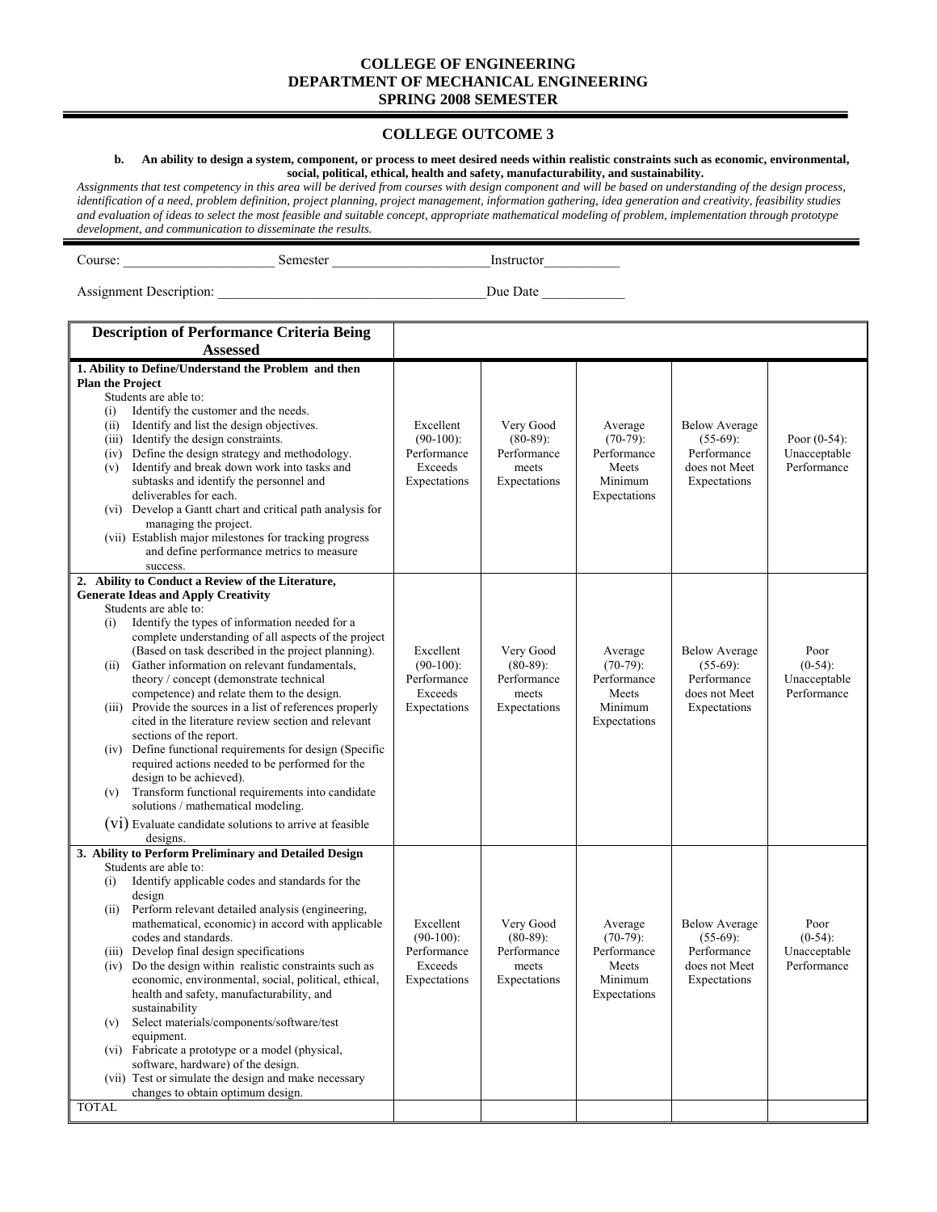**COLLEGE OF ENGINEERING**
**DEPARTMENT OF MECHANICAL ENGINEERING**
**SPRING 2008 SEMESTER**

## COLLEGE OUTCOME 3

**b. An ability to design a system, component, or process to meet desired needs within realistic constraints such as economic, environmental, social, political, ethical, health and safety, manufacturability, and sustainability.**

*Assignments that test competency in this area will be derived from courses with design component and will be based on understanding of the design process, identification of a need, problem definition, project planning, project management, information gathering, idea generation and creativity, feasibility studies and evaluation of ideas to select the most feasible and suitable concept, appropriate mathematical modeling of problem, implementation through prototype development, and communication to disseminate the results.*

Course: ______________________ Semester ______________________Instructor___________

Assignment Description: ______________________________________Due Date ____________

| Description of Performance Criteria Being Assessed | | | | | |
|---|---|---|---|---|---|
| **1. Ability to Define/Understand the Problem and then Plan the Project**<br>Students are able to:<br>(i) Identify the customer and the needs.<br>(ii) Identify and list the design objectives.<br>(iii) Identify the design constraints.<br>(iv) Define the design strategy and methodology.<br>(v) Identify and break down work into tasks and subtasks and identify the personnel and deliverables for each.<br>(vi) Develop a Gantt chart and critical path analysis for managing the project.<br>(vii) Establish major milestones for tracking progress and define performance metrics to measure success. | Excellent (90-100): Performance Exceeds Expectations | Very Good (80-89): Performance meets Expectations | Average (70-79): Performance Meets Minimum Expectations | Below Average (55-69): Performance does not Meet Expectations | Poor (0-54): Unacceptable Performance |
| **2. Ability to Conduct a Review of the Literature, Generate Ideas and Apply Creativity**<br>Students are able to:<br>(i) Identify the types of information needed for a complete understanding of all aspects of the project (Based on task described in the project planning).<br>(ii) Gather information on relevant fundamentals, theory / concept (demonstrate technical competence) and relate them to the design.<br>(iii) Provide the sources in a list of references properly cited in the literature review section and relevant sections of the report.<br>(iv) Define functional requirements for design (Specific required actions needed to be performed for the design to be achieved).<br>(v) Transform functional requirements into candidate solutions / mathematical modeling.<br>(vi) Evaluate candidate solutions to arrive at feasible designs. | Excellent (90-100): Performance Exceeds Expectations | Very Good (80-89): Performance meets Expectations | Average (70-79): Performance Meets Minimum Expectations | Below Average (55-69): Performance does not Meet Expectations | Poor (0-54): Unacceptable Performance |
| **3. Ability to Perform Preliminary and Detailed Design**<br>Students are able to:<br>(i) Identify applicable codes and standards for the design<br>(ii) Perform relevant detailed analysis (engineering, mathematical, economic) in accord with applicable codes and standards.<br>(iii) Develop final design specifications<br>(iv) Do the design within realistic constraints such as economic, environmental, social, political, ethical, health and safety, manufacturability, and sustainability<br>(v) Select materials/components/software/test equipment.<br>(vi) Fabricate a prototype or a model (physical, software, hardware) of the design.<br>(vii) Test or simulate the design and make necessary changes to obtain optimum design. | Excellent (90-100): Performance Exceeds Expectations | Very Good (80-89): Performance meets Expectations | Average (70-79): Performance Meets Minimum Expectations | Below Average (55-69): Performance does not Meet Expectations | Poor (0-54): Unacceptable Performance |
| TOTAL | | | | | |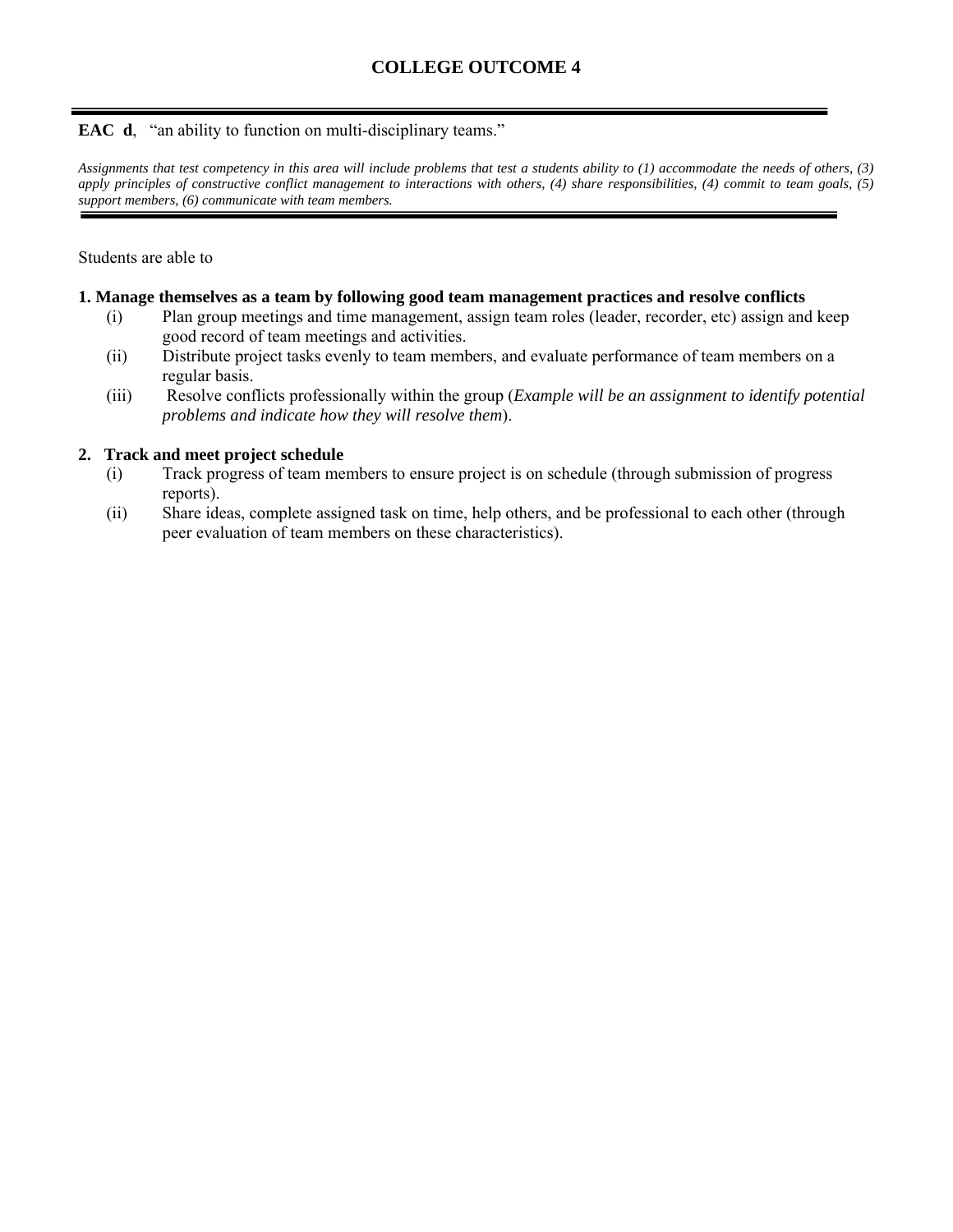# COLLEGE OUTCOME 4

---

**EAC d**, "an ability to function on multi-disciplinary teams."

*Assignments that test competency in this area will include problems that test a students ability to (1) accommodate the needs of others, (3) apply principles of constructive conflict management to interactions with others, (4) share responsibilities, (4) commit to team goals, (5) support members, (6) communicate with team members.*

---

Students are able to

**1. Manage themselves as a team by following good team management practices and resolve conflicts**

(i) Plan group meetings and time management, assign team roles (leader, recorder, etc) assign and keep good record of team meetings and activities.

(ii) Distribute project tasks evenly to team members, and evaluate performance of team members on a regular basis.

(iii) Resolve conflicts professionally within the group (*Example will be an assignment to identify potential problems and indicate how they will resolve them*).

**2. Track and meet project schedule**

(i) Track progress of team members to ensure project is on schedule (through submission of progress reports).

(ii) Share ideas, complete assigned task on time, help others, and be professional to each other (through peer evaluation of team members on these characteristics).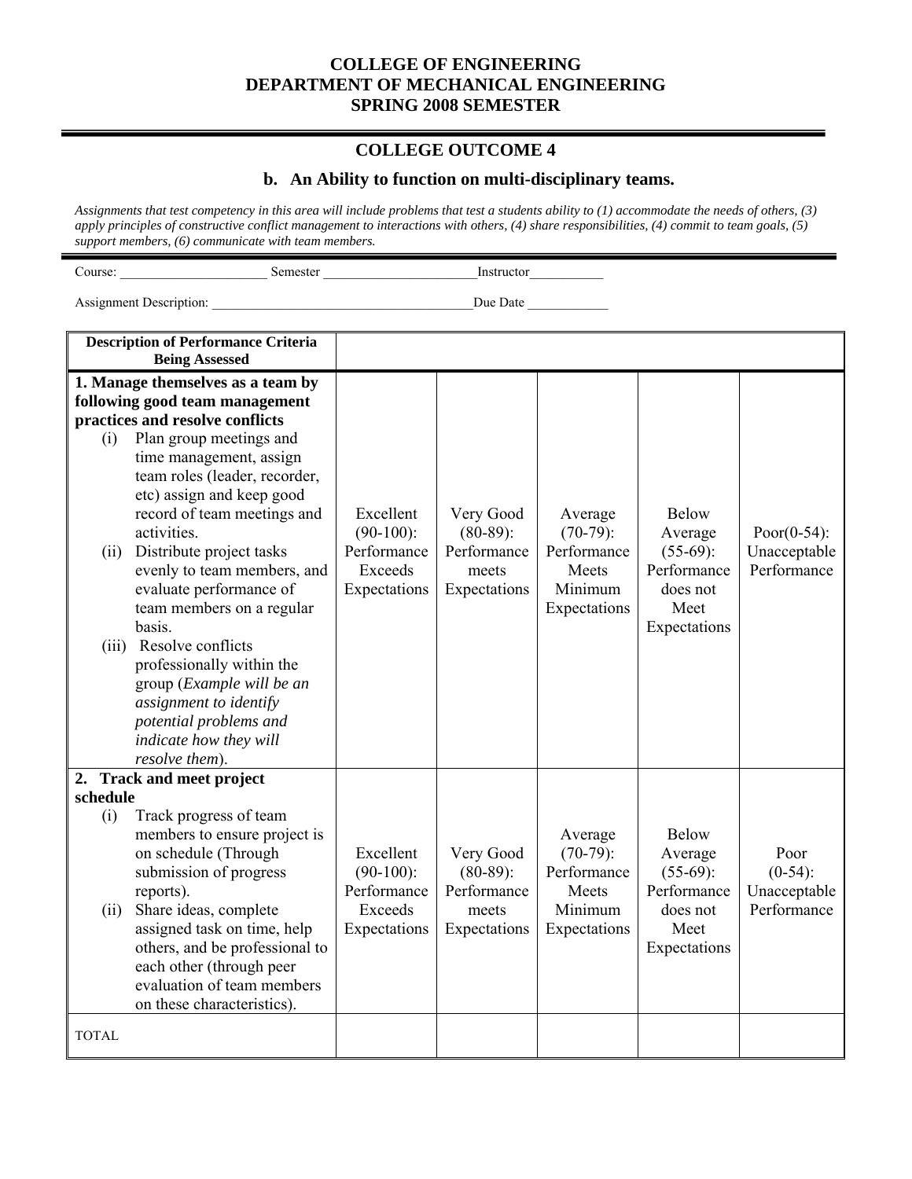**COLLEGE OF ENGINEERING**
**DEPARTMENT OF MECHANICAL ENGINEERING**
**SPRING 2008 SEMESTER**

## COLLEGE OUTCOME 4

### b. An Ability to function on multi-disciplinary teams.

*Assignments that test competency in this area will include problems that test a students ability to (1) accommodate the needs of others, (3) apply principles of constructive conflict management to interactions with others, (4) share responsibilities, (4) commit to team goals, (5) support members, (6) communicate with team members.*

Course: ______________________ Semester _______________________ Instructor___________

Assignment Description: _______________________________________ Due Date ____________

| Description of Performance Criteria Being Assessed | | | | | |
|---|---|---|---|---|---|
| **1. Manage themselves as a team by following good team management practices and resolve conflicts**<br>(i) Plan group meetings and time management, assign team roles (leader, recorder, etc) assign and keep good record of team meetings and activities.<br>(ii) Distribute project tasks evenly to team members, and evaluate performance of team members on a regular basis.<br>(iii) Resolve conflicts professionally within the group (*Example will be an assignment to identify potential problems and indicate how they will resolve them*). | Excellent (90-100): Performance Exceeds Expectations | Very Good (80-89): Performance meets Expectations | Average (70-79): Performance Meets Minimum Expectations | Below Average (55-69): Performance does not Meet Expectations | Poor(0-54): Unacceptable Performance |
| **2. Track and meet project schedule**<br>(i) Track progress of team members to ensure project is on schedule (Through submission of progress reports).<br>(ii) Share ideas, complete assigned task on time, help others, and be professional to each other (through peer evaluation of team members on these characteristics). | Excellent (90-100): Performance Exceeds Expectations | Very Good (80-89): Performance meets Expectations | Average (70-79): Performance Meets Minimum Expectations | Below Average (55-69): Performance does not Meet Expectations | Poor (0-54): Unacceptable Performance |
| TOTAL | | | | | |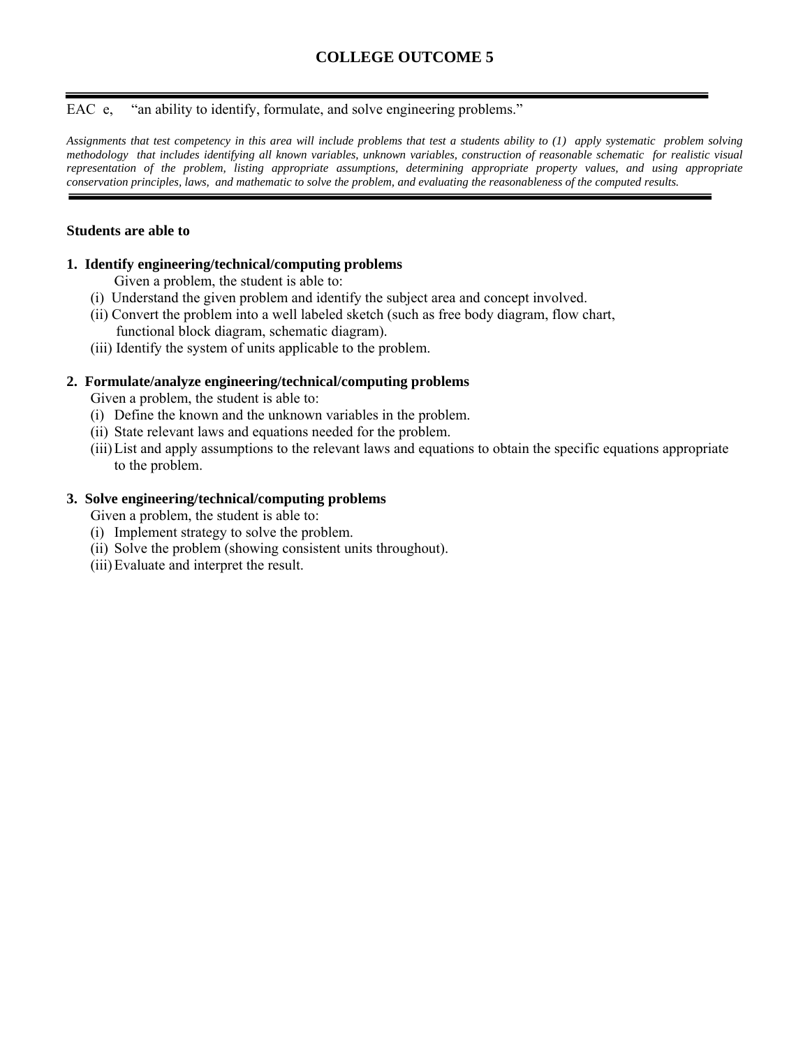# COLLEGE OUTCOME 5

---

EAC e, "an ability to identify, formulate, and solve engineering problems."

*Assignments that test competency in this area will include problems that test a students ability to (1) apply systematic problem solving methodology that includes identifying all known variables, unknown variables, construction of reasonable schematic for realistic visual representation of the problem, listing appropriate assumptions, determining appropriate property values, and using appropriate conservation principles, laws, and mathematic to solve the problem, and evaluating the reasonableness of the computed results.*

---

**Students are able to**

**1. Identify engineering/technical/computing problems**

Given a problem, the student is able to:

(i) Understand the given problem and identify the subject area and concept involved.
(ii) Convert the problem into a well labeled sketch (such as free body diagram, flow chart, functional block diagram, schematic diagram).
(iii) Identify the system of units applicable to the problem.

**2. Formulate/analyze engineering/technical/computing problems**

Given a problem, the student is able to:

(i) Define the known and the unknown variables in the problem.
(ii) State relevant laws and equations needed for the problem.
(iii) List and apply assumptions to the relevant laws and equations to obtain the specific equations appropriate to the problem.

**3. Solve engineering/technical/computing problems**

Given a problem, the student is able to:

(i) Implement strategy to solve the problem.
(ii) Solve the problem (showing consistent units throughout).
(iii) Evaluate and interpret the result.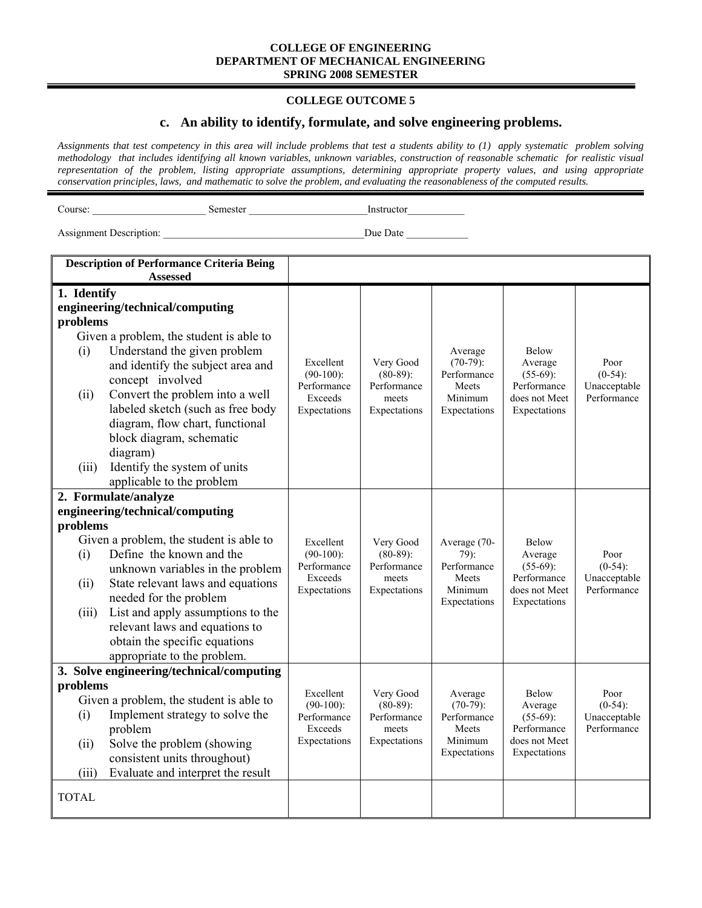**COLLEGE OF ENGINEERING**
**DEPARTMENT OF MECHANICAL ENGINEERING**
**SPRING 2008 SEMESTER**

**COLLEGE OUTCOME 5**

## c. An ability to identify, formulate, and solve engineering problems.

*Assignments that test competency in this area will include problems that test a students ability to (1) apply systematic problem solving methodology that includes identifying all known variables, unknown variables, construction of reasonable schematic for realistic visual representation of the problem, listing appropriate assumptions, determining appropriate property values, and using appropriate conservation principles, laws, and mathematic to solve the problem, and evaluating the reasonableness of the computed results.*

Course: ______________________ Semester ______________________ Instructor___________

Assignment Description: ______________________________________ Due Date ____________

| Description of Performance Criteria Being Assessed | | | | | |
|---|---|---|---|---|---|
| **1. Identify engineering/technical/computing problems**<br>Given a problem, the student is able to<br>(i) Understand the given problem and identify the subject area and concept involved<br>(ii) Convert the problem into a well labeled sketch (such as free body diagram, flow chart, functional block diagram, schematic diagram)<br>(iii) Identify the system of units applicable to the problem | Excellent (90-100): Performance Exceeds Expectations | Very Good (80-89): Performance meets Expectations | Average (70-79): Performance Meets Minimum Expectations | Below Average (55-69): Performance does not Meet Expectations | Poor (0-54): Unacceptable Performance |
| **2. Formulate/analyze engineering/technical/computing problems**<br>Given a problem, the student is able to<br>(i) Define the known and the unknown variables in the problem<br>(ii) State relevant laws and equations needed for the problem<br>(iii) List and apply assumptions to the relevant laws and equations to obtain the specific equations appropriate to the problem. | Excellent (90-100): Performance Exceeds Expectations | Very Good (80-89): Performance meets Expectations | Average (70-79): Performance Meets Minimum Expectations | Below Average (55-69): Performance does not Meet Expectations | Poor (0-54): Unacceptable Performance |
| **3. Solve engineering/technical/computing problems**<br>Given a problem, the student is able to<br>(i) Implement strategy to solve the problem<br>(ii) Solve the problem (showing consistent units throughout)<br>(iii) Evaluate and interpret the result | Excellent (90-100): Performance Exceeds Expectations | Very Good (80-89): Performance meets Expectations | Average (70-79): Performance Meets Minimum Expectations | Below Average (55-69): Performance does not Meet Expectations | Poor (0-54): Unacceptable Performance |
| TOTAL | | | | | |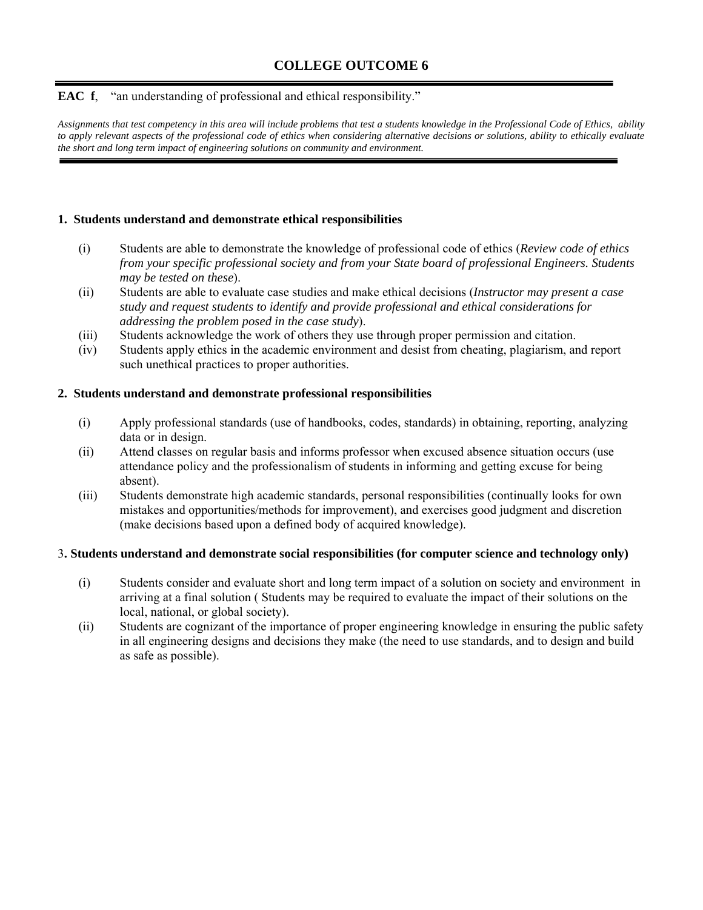# COLLEGE OUTCOME 6

**EAC f**, "an understanding of professional and ethical responsibility."

*Assignments that test competency in this area will include problems that test a students knowledge in the Professional Code of Ethics, ability to apply relevant aspects of the professional code of ethics when considering alternative decisions or solutions, ability to ethically evaluate the short and long term impact of engineering solutions on community and environment.*

### 1. Students understand and demonstrate ethical responsibilities

- (i) Students are able to demonstrate the knowledge of professional code of ethics (*Review code of ethics from your specific professional society and from your State board of professional Engineers. Students may be tested on these*).
- (ii) Students are able to evaluate case studies and make ethical decisions (*Instructor may present a case study and request students to identify and provide professional and ethical considerations for addressing the problem posed in the case study*).
- (iii) Students acknowledge the work of others they use through proper permission and citation.
- (iv) Students apply ethics in the academic environment and desist from cheating, plagiarism, and report such unethical practices to proper authorities.

### 2. Students understand and demonstrate professional responsibilities

- (i) Apply professional standards (use of handbooks, codes, standards) in obtaining, reporting, analyzing data or in design.
- (ii) Attend classes on regular basis and informs professor when excused absence situation occurs (use attendance policy and the professionalism of students in informing and getting excuse for being absent).
- (iii) Students demonstrate high academic standards, personal responsibilities (continually looks for own mistakes and opportunities/methods for improvement), and exercises good judgment and discretion (make decisions based upon a defined body of acquired knowledge).

### 3. Students understand and demonstrate social responsibilities (for computer science and technology only)

- (i) Students consider and evaluate short and long term impact of a solution on society and environment in arriving at a final solution ( Students may be required to evaluate the impact of their solutions on the local, national, or global society).
- (ii) Students are cognizant of the importance of proper engineering knowledge in ensuring the public safety in all engineering designs and decisions they make (the need to use standards, and to design and build as safe as possible).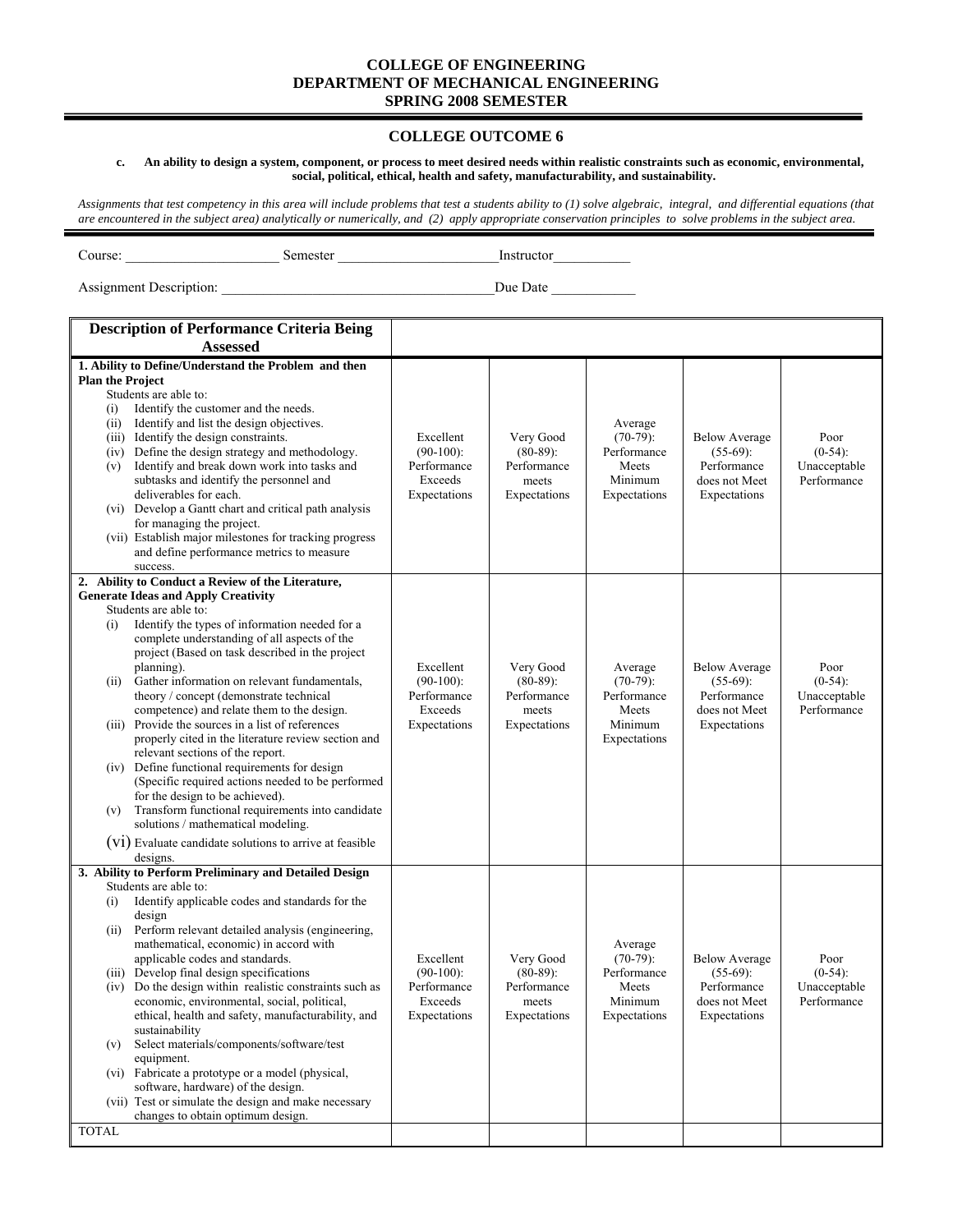**COLLEGE OF ENGINEERING**
**DEPARTMENT OF MECHANICAL ENGINEERING**
**SPRING 2008 SEMESTER**

---

## COLLEGE OUTCOME 6

**c. An ability to design a system, component, or process to meet desired needs within realistic constraints such as economic, environmental, social, political, ethical, health and safety, manufacturability, and sustainability.**

*Assignments that test competency in this area will include problems that test a students ability to (1) solve algebraic, integral, and differential equations (that are encountered in the subject area) analytically or numerically, and (2) apply appropriate conservation principles to solve problems in the subject area.*

---

Course: ______________________ Semester ______________________ Instructor___________

Assignment Description: ______________________________________ Due Date ____________

| Description of Performance Criteria Being Assessed | | | | | |
|---|---|---|---|---|---|
| **1. Ability to Define/Understand the Problem and then Plan the Project**<br>Students are able to:<br>(i) Identify the customer and the needs.<br>(ii) Identify and list the design objectives.<br>(iii) Identify the design constraints.<br>(iv) Define the design strategy and methodology.<br>(v) Identify and break down work into tasks and subtasks and identify the personnel and deliverables for each.<br>(vi) Develop a Gantt chart and critical path analysis for managing the project.<br>(vii) Establish major milestones for tracking progress and define performance metrics to measure success. | Excellent (90-100): Performance Exceeds Expectations | Very Good (80-89): Performance meets Expectations | Average (70-79): Performance Meets Minimum Expectations | Below Average (55-69): Performance does not Meet Expectations | Poor (0-54): Unacceptable Performance |
| **2. Ability to Conduct a Review of the Literature, Generate Ideas and Apply Creativity**<br>Students are able to:<br>(i) Identify the types of information needed for a complete understanding of all aspects of the project (Based on task described in the project planning).<br>(ii) Gather information on relevant fundamentals, theory / concept (demonstrate technical competence) and relate them to the design.<br>(iii) Provide the sources in a list of references properly cited in the literature review section and relevant sections of the report.<br>(iv) Define functional requirements for design (Specific required actions needed to be performed for the design to be achieved).<br>(v) Transform functional requirements into candidate solutions / mathematical modeling.<br>(vi) Evaluate candidate solutions to arrive at feasible designs. | Excellent (90-100): Performance Exceeds Expectations | Very Good (80-89): Performance meets Expectations | Average (70-79): Performance Meets Minimum Expectations | Below Average (55-69): Performance does not Meet Expectations | Poor (0-54): Unacceptable Performance |
| **3. Ability to Perform Preliminary and Detailed Design**<br>Students are able to:<br>(i) Identify applicable codes and standards for the design<br>(ii) Perform relevant detailed analysis (engineering, mathematical, economic) in accord with applicable codes and standards.<br>(iii) Develop final design specifications<br>(iv) Do the design within realistic constraints such as economic, environmental, social, political, ethical, health and safety, manufacturability, and sustainability<br>(v) Select materials/components/software/test equipment.<br>(vi) Fabricate a prototype or a model (physical, software, hardware) of the design.<br>(vii) Test or simulate the design and make necessary changes to obtain optimum design. | Excellent (90-100): Performance Exceeds Expectations | Very Good (80-89): Performance meets Expectations | Average (70-79): Performance Meets Minimum Expectations | Below Average (55-69): Performance does not Meet Expectations | Poor (0-54): Unacceptable Performance |
| TOTAL | | | | | |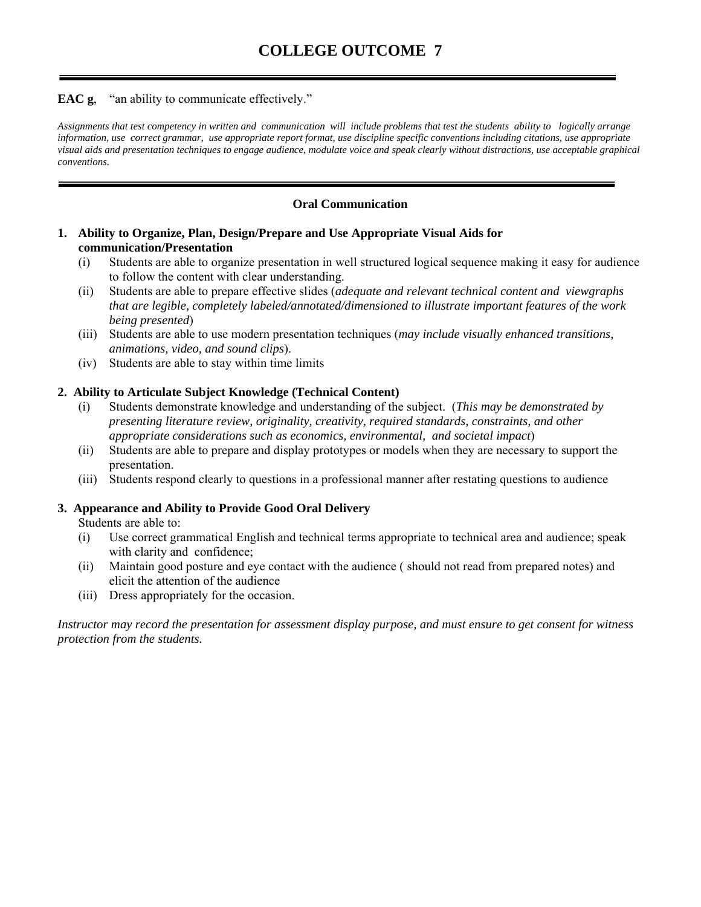# COLLEGE OUTCOME 7

**EAC g**, "an ability to communicate effectively."

*Assignments that test competency in written and communication will include problems that test the students ability to logically arrange information, use correct grammar, use appropriate report format, use discipline specific conventions including citations, use appropriate visual aids and presentation techniques to engage audience, modulate voice and speak clearly without distractions, use acceptable graphical conventions.*

### Oral Communication

**1. Ability to Organize, Plan, Design/Prepare and Use Appropriate Visual Aids for communication/Presentation**

- (i) Students are able to organize presentation in well structured logical sequence making it easy for audience to follow the content with clear understanding.
- (ii) Students are able to prepare effective slides (*adequate and relevant technical content and viewgraphs that are legible, completely labeled/annotated/dimensioned to illustrate important features of the work being presented*)
- (iii) Students are able to use modern presentation techniques (*may include visually enhanced transitions, animations, video, and sound clips*).
- (iv) Students are able to stay within time limits

**2. Ability to Articulate Subject Knowledge (Technical Content)**

- (i) Students demonstrate knowledge and understanding of the subject. (*This may be demonstrated by presenting literature review, originality, creativity, required standards, constraints, and other appropriate considerations such as economics, environmental, and societal impact*)
- (ii) Students are able to prepare and display prototypes or models when they are necessary to support the presentation.
- (iii) Students respond clearly to questions in a professional manner after restating questions to audience

**3. Appearance and Ability to Provide Good Oral Delivery**

Students are able to:

- (i) Use correct grammatical English and technical terms appropriate to technical area and audience; speak with clarity and confidence;
- (ii) Maintain good posture and eye contact with the audience ( should not read from prepared notes) and elicit the attention of the audience
- (iii) Dress appropriately for the occasion.

*Instructor may record the presentation for assessment display purpose, and must ensure to get consent for witness protection from the students.*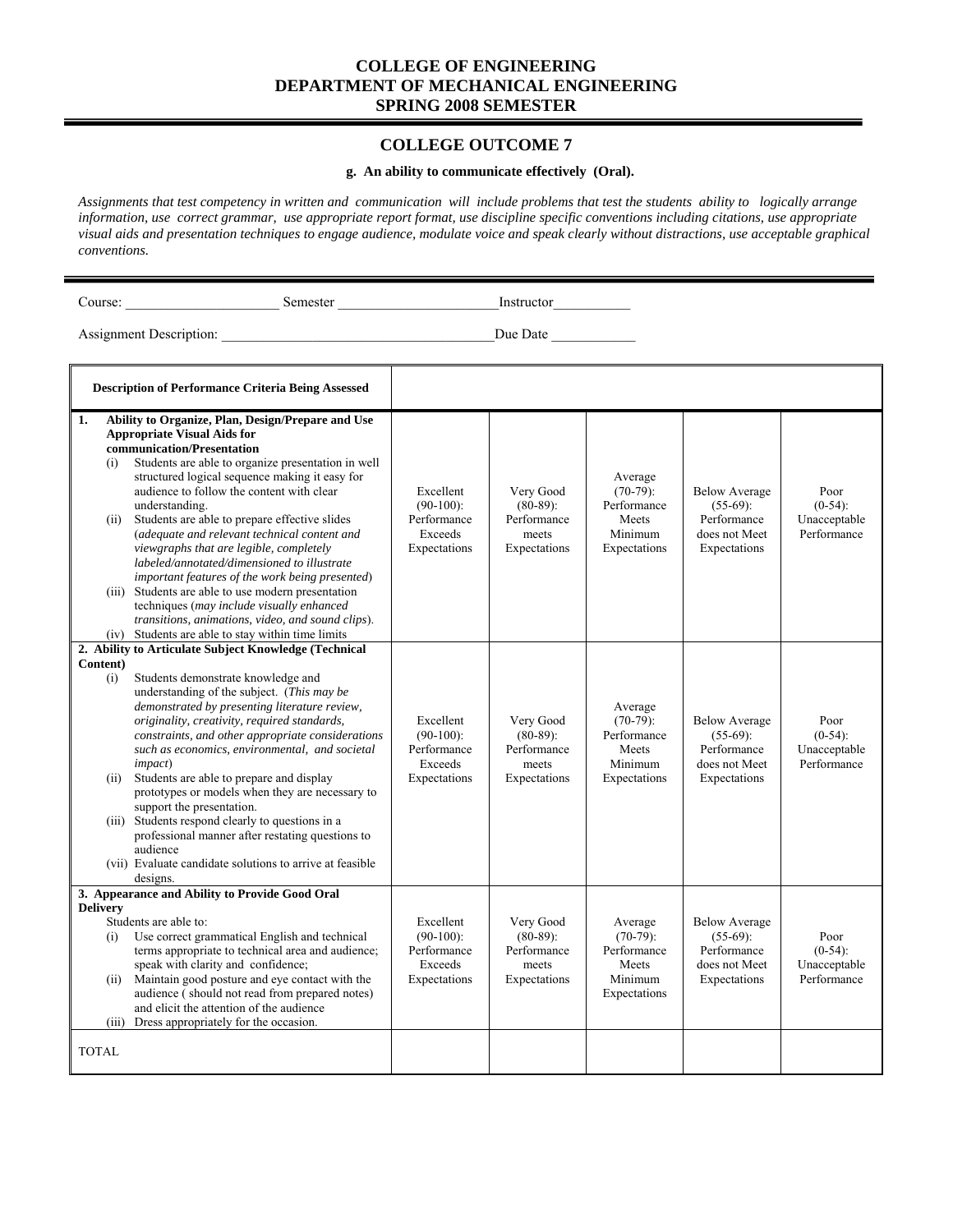**COLLEGE OF ENGINEERING**
**DEPARTMENT OF MECHANICAL ENGINEERING**
**SPRING 2008 SEMESTER**

## COLLEGE OUTCOME 7

**g. An ability to communicate effectively (Oral).**

*Assignments that test competency in written and communication will include problems that test the students ability to logically arrange information, use correct grammar, use appropriate report format, use discipline specific conventions including citations, use appropriate visual aids and presentation techniques to engage audience, modulate voice and speak clearly without distractions, use acceptable graphical conventions.*

Course: ____________________ Semester ____________________ Instructor__________

Assignment Description: ____________________________________ Due Date ___________

| Description of Performance Criteria Being Assessed | | | | | |
|---|---|---|---|---|---|
| **1. Ability to Organize, Plan, Design/Prepare and Use Appropriate Visual Aids for communication/Presentation**<br>(i) Students are able to organize presentation in well structured logical sequence making it easy for audience to follow the content with clear understanding.<br>(ii) Students are able to prepare effective slides (*adequate and relevant technical content and viewgraphs that are legible, completely labeled/annotated/dimensioned to illustrate important features of the work being presented*)<br>(iii) Students are able to use modern presentation techniques (*may include visually enhanced transitions, animations, video, and sound clips*).<br>(iv) Students are able to stay within time limits | Excellent (90-100): Performance Exceeds Expectations | Very Good (80-89): Performance meets Expectations | Average (70-79): Performance Meets Minimum Expectations | Below Average (55-69): Performance does not Meet Expectations | Poor (0-54): Unacceptable Performance |
| **2. Ability to Articulate Subject Knowledge (Technical Content)**<br>(i) Students demonstrate knowledge and understanding of the subject. (*This may be demonstrated by presenting literature review, originality, creativity, required standards, constraints, and other appropriate considerations such as economics, environmental, and societal impact*)<br>(ii) Students are able to prepare and display prototypes or models when they are necessary to support the presentation.<br>(iii) Students respond clearly to questions in a professional manner after restating questions to audience<br>(vii) Evaluate candidate solutions to arrive at feasible designs. | Excellent (90-100): Performance Exceeds Expectations | Very Good (80-89): Performance meets Expectations | Average (70-79): Performance Meets Minimum Expectations | Below Average (55-69): Performance does not Meet Expectations | Poor (0-54): Unacceptable Performance |
| **3. Appearance and Ability to Provide Good Oral Delivery**<br>Students are able to:<br>(i) Use correct grammatical English and technical terms appropriate to technical area and audience; speak with clarity and confidence;<br>(ii) Maintain good posture and eye contact with the audience ( should not read from prepared notes) and elicit the attention of the audience<br>(iii) Dress appropriately for the occasion. | Excellent (90-100): Performance Exceeds Expectations | Very Good (80-89): Performance meets Expectations | Average (70-79): Performance Meets Minimum Expectations | Below Average (55-69): Performance does not Meet Expectations | Poor (0-54): Unacceptable Performance |
| TOTAL | | | | | |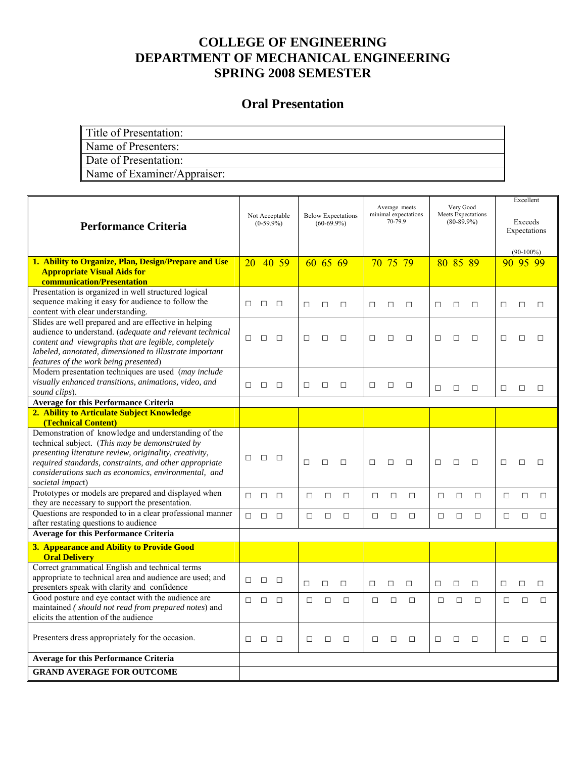# COLLEGE OF ENGINEERING
# DEPARTMENT OF MECHANICAL ENGINEERING
# SPRING 2008 SEMESTER

## Oral Presentation

| |
|---|
| Title of Presentation: |
| Name of Presenters: |
| Date of Presentation: |
| Name of Examiner/Appraiser: |

| Performance Criteria | Not Acceptable (0-59.9%) | Below Expectations (60-69.9%) | Average meets minimal expectations 70-79.9 | Very Good Meets Expectations (80-89.9%) | Excellent Exceeds Expectations (90-100%) |
|---|---|---|---|---|---|
| **1. Ability to Organize, Plan, Design/Prepare and Use Appropriate Visual Aids for communication/Presentation** | 20 40 59 | 60 65 69 | 70 75 79 | 80 85 89 | 90 95 99 |
| Presentation is organized in well structured logical sequence making it easy for audience to follow the content with clear understanding. | □ □ □ | □ □ □ | □ □ □ | □ □ □ | □ □ □ |
| Slides are well prepared and are effective in helping audience to understand. (*adequate and relevant technical content and viewgraphs that are legible, completely labeled, annotated, dimensioned to illustrate important features of the work being presented*) | □ □ □ | □ □ □ | □ □ □ | □ □ □ | □ □ □ |
| Modern presentation techniques are used (*may include visually enhanced transitions, animations, video, and sound clips*). | □ □ □ | □ □ □ | □ □ □ | □ □ □ | □ □ □ |
| **Average for this Performance Criteria** | | | | | |
| **2. Ability to Articulate Subject Knowledge (Technical Content)** | | | | | |
| Demonstration of knowledge and understanding of the technical subject. (*This may be demonstrated by presenting literature review, originality, creativity, required standards, constraints, and other appropriate considerations such as economics, environmental, and societal impact*) | □ □ □ | □ □ □ | □ □ □ | □ □ □ | □ □ □ |
| Prototypes or models are prepared and displayed when they are necessary to support the presentation. | □ □ □ | □ □ □ | □ □ □ | □ □ □ | □ □ □ |
| Questions are responded to in a clear professional manner after restating questions to audience | □ □ □ | □ □ □ | □ □ □ | □ □ □ | □ □ □ |
| **Average for this Performance Criteria** | | | | | |
| **3. Appearance and Ability to Provide Good Oral Delivery** | | | | | |
| Correct grammatical English and technical terms appropriate to technical area and audience are used; and presenters speak with clarity and confidence | □ □ □ | □ □ □ | □ □ □ | □ □ □ | □ □ □ |
| Good posture and eye contact with the audience are maintained ( *should not read from prepared notes*) and elicits the attention of the audience | □ □ □ | □ □ □ | □ □ □ | □ □ □ | □ □ □ |
| Presenters dress appropriately for the occasion. | □ □ □ | □ □ □ | □ □ □ | □ □ □ | □ □ □ |
| **Average for this Performance Criteria** | | | | | |
| **GRAND AVERAGE FOR OUTCOME** | | | | | |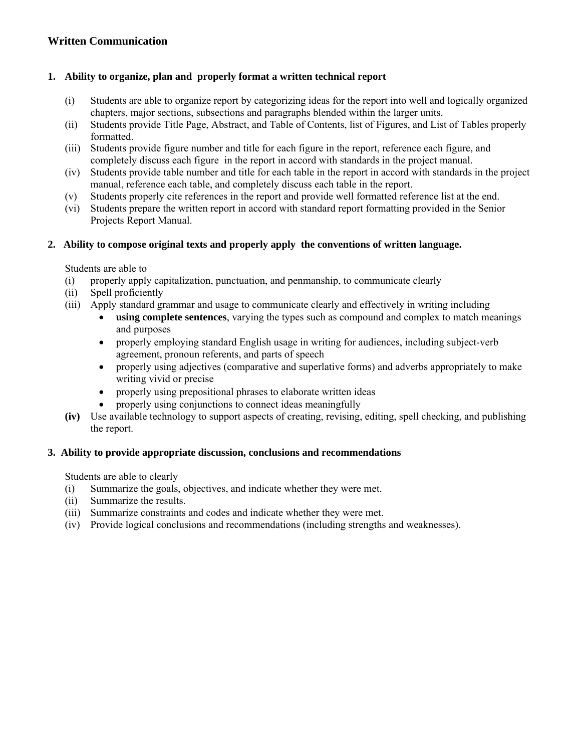## Written Communication

**1. Ability to organize, plan and properly format a written technical report**

(i) Students are able to organize report by categorizing ideas for the report into well and logically organized chapters, major sections, subsections and paragraphs blended within the larger units.

(ii) Students provide Title Page, Abstract, and Table of Contents, list of Figures, and List of Tables properly formatted.

(iii) Students provide figure number and title for each figure in the report, reference each figure, and completely discuss each figure in the report in accord with standards in the project manual.

(iv) Students provide table number and title for each table in the report in accord with standards in the project manual, reference each table, and completely discuss each table in the report.

(v) Students properly cite references in the report and provide well formatted reference list at the end.

(vi) Students prepare the written report in accord with standard report formatting provided in the Senior Projects Report Manual.

**2. Ability to compose original texts and properly apply the conventions of written language.**

Students are able to

(i) properly apply capitalization, punctuation, and penmanship, to communicate clearly

(ii) Spell proficiently

(iii) Apply standard grammar and usage to communicate clearly and effectively in writing including

- **using complete sentences**, varying the types such as compound and complex to match meanings and purposes
- properly employing standard English usage in writing for audiences, including subject-verb agreement, pronoun referents, and parts of speech
- properly using adjectives (comparative and superlative forms) and adverbs appropriately to make writing vivid or precise
- properly using prepositional phrases to elaborate written ideas
- properly using conjunctions to connect ideas meaningfully

**(iv)** Use available technology to support aspects of creating, revising, editing, spell checking, and publishing the report.

**3. Ability to provide appropriate discussion, conclusions and recommendations**

Students are able to clearly

(i) Summarize the goals, objectives, and indicate whether they were met.

(ii) Summarize the results.

(iii) Summarize constraints and codes and indicate whether they were met.

(iv) Provide logical conclusions and recommendations (including strengths and weaknesses).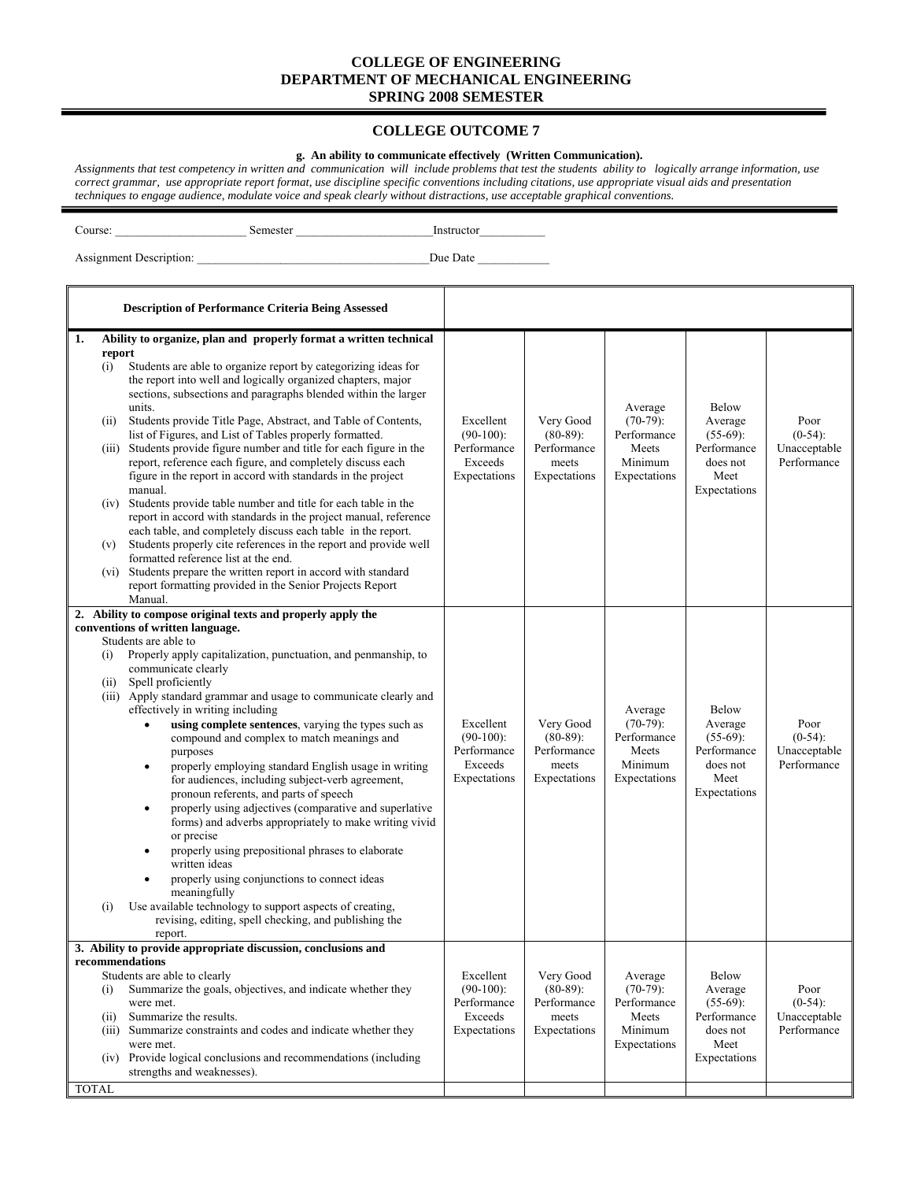# COLLEGE OF ENGINEERING
# DEPARTMENT OF MECHANICAL ENGINEERING
# SPRING 2008 SEMESTER

## COLLEGE OUTCOME 7

**g. An ability to communicate effectively (Written Communication).**

*Assignments that test competency in written and communication will include problems that test the students ability to logically arrange information, use correct grammar, use appropriate report format, use discipline specific conventions including citations, use appropriate visual aids and presentation techniques to engage audience, modulate voice and speak clearly without distractions, use acceptable graphical conventions.*

Course: ______________________ Semester _______________________Instructor___________

Assignment Description: _______________________________________Due Date ____________

| **Description of Performance Criteria Being Assessed** | | | | | |
|---|---|---|---|---|---|
| **1. Ability to organize, plan and properly format a written technical report**<br>(i) Students are able to organize report by categorizing ideas for the report into well and logically organized chapters, major sections, subsections and paragraphs blended within the larger units.<br>(ii) Students provide Title Page, Abstract, and Table of Contents, list of Figures, and List of Tables properly formatted.<br>(iii) Students provide figure number and title for each figure in the report, reference each figure, and completely discuss each figure in the report in accord with standards in the project manual.<br>(iv) Students provide table number and title for each table in the report in accord with standards in the project manual, reference each table, and completely discuss each table in the report.<br>(v) Students properly cite references in the report and provide well formatted reference list at the end.<br>(vi) Students prepare the written report in accord with standard report formatting provided in the Senior Projects Report Manual. | Excellent (90-100): Performance Exceeds Expectations | Very Good (80-89): Performance meets Expectations | Average (70-79): Performance Meets Minimum Expectations | Below Average (55-69): Performance does not Meet Expectations | Poor (0-54): Unacceptable Performance |
| **2. Ability to compose original texts and properly apply the conventions of written language.**<br>Students are able to<br>(i) Properly apply capitalization, punctuation, and penmanship, to communicate clearly<br>(ii) Spell proficiently<br>(iii) Apply standard grammar and usage to communicate clearly and effectively in writing including<br>• **using complete sentences**, varying the types such as compound and complex to match meanings and purposes<br>• properly employing standard English usage in writing for audiences, including subject-verb agreement, pronoun referents, and parts of speech<br>• properly using adjectives (comparative and superlative forms) and adverbs appropriately to make writing vivid or precise<br>• properly using prepositional phrases to elaborate written ideas<br>• properly using conjunctions to connect ideas meaningfully<br>(i) Use available technology to support aspects of creating, revising, editing, spell checking, and publishing the report. | Excellent (90-100): Performance Exceeds Expectations | Very Good (80-89): Performance meets Expectations | Average (70-79): Performance Meets Minimum Expectations | Below Average (55-69): Performance does not Meet Expectations | Poor (0-54): Unacceptable Performance |
| **3. Ability to provide appropriate discussion, conclusions and recommendations**<br>Students are able to clearly<br>(i) Summarize the goals, objectives, and indicate whether they were met.<br>(ii) Summarize the results.<br>(iii) Summarize constraints and codes and indicate whether they were met.<br>(iv) Provide logical conclusions and recommendations (including strengths and weaknesses). | Excellent (90-100): Performance Exceeds Expectations | Very Good (80-89): Performance meets Expectations | Average (70-79): Performance Meets Minimum Expectations | Below Average (55-69): Performance does not Meet Expectations | Poor (0-54): Unacceptable Performance |
| TOTAL | | | | | |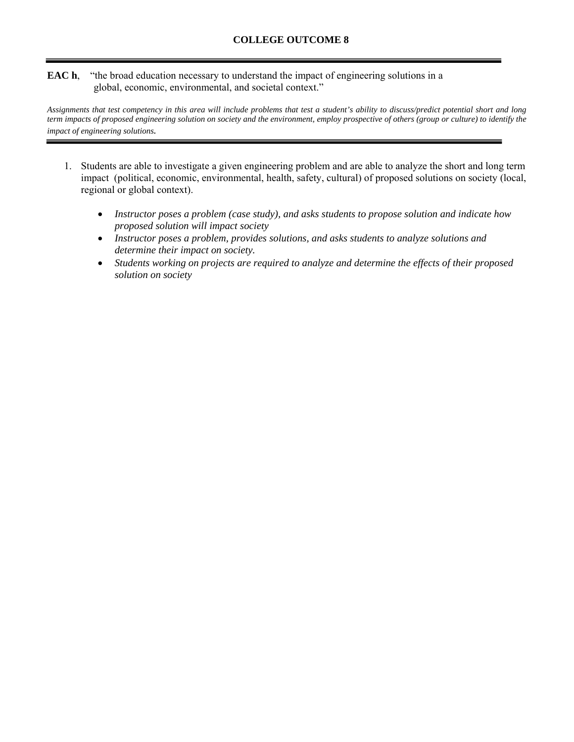## COLLEGE OUTCOME 8

---

**EAC h**, "the broad education necessary to understand the impact of engineering solutions in a global, economic, environmental, and societal context."

*Assignments that test competency in this area will include problems that test a student's ability to discuss/predict potential short and long term impacts of proposed engineering solution on society and the environment, employ prospective of others (group or culture) to identify the impact of engineering solutions.*

---

1. Students are able to investigate a given engineering problem and are able to analyze the short and long term impact (political, economic, environmental, health, safety, cultural) of proposed solutions on society (local, regional or global context).

   - *Instructor poses a problem (case study), and asks students to propose solution and indicate how proposed solution will impact society*
   - *Instructor poses a problem, provides solutions, and asks students to analyze solutions and determine their impact on society.*
   - *Students working on projects are required to analyze and determine the effects of their proposed solution on society*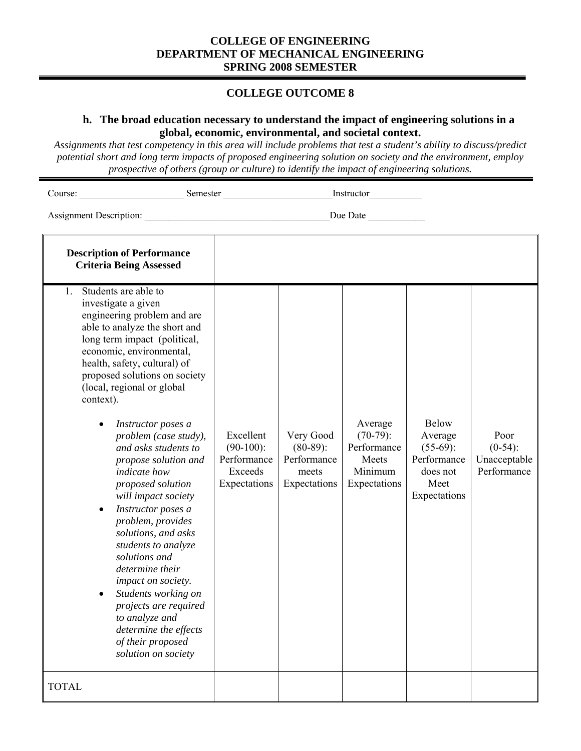**COLLEGE OF ENGINEERING**
**DEPARTMENT OF MECHANICAL ENGINEERING**
**SPRING 2008 SEMESTER**

## COLLEGE OUTCOME 8

### h. The broad education necessary to understand the impact of engineering solutions in a global, economic, environmental, and societal context.

*Assignments that test competency in this area will include problems that test a student's ability to discuss/predict potential short and long term impacts of proposed engineering solution on society and the environment, employ prospective of others (group or culture) to identify the impact of engineering solutions.*

Course: ______________________ Semester _______________________Instructor___________

Assignment Description: _______________________________________Due Date ____________

| Description of Performance Criteria Being Assessed | | | | | |
|---|---|---|---|---|---|
| 1. Students are able to investigate a given engineering problem and are able to analyze the short and long term impact (political, economic, environmental, health, safety, cultural) of proposed solutions on society (local, regional or global context).<br>• *Instructor poses a problem (case study), and asks students to propose solution and indicate how proposed solution will impact society*<br>• *Instructor poses a problem, provides solutions, and asks students to analyze solutions and determine their impact on society.*<br>• *Students working on projects are required to analyze and determine the effects of their proposed solution on society* | Excellent (90-100): Performance Exceeds Expectations | Very Good (80-89): Performance meets Expectations | Average (70-79): Performance Meets Minimum Expectations | Below Average (55-69): Performance does not Meet Expectations | Poor (0-54): Unacceptable Performance |
| TOTAL | | | | | |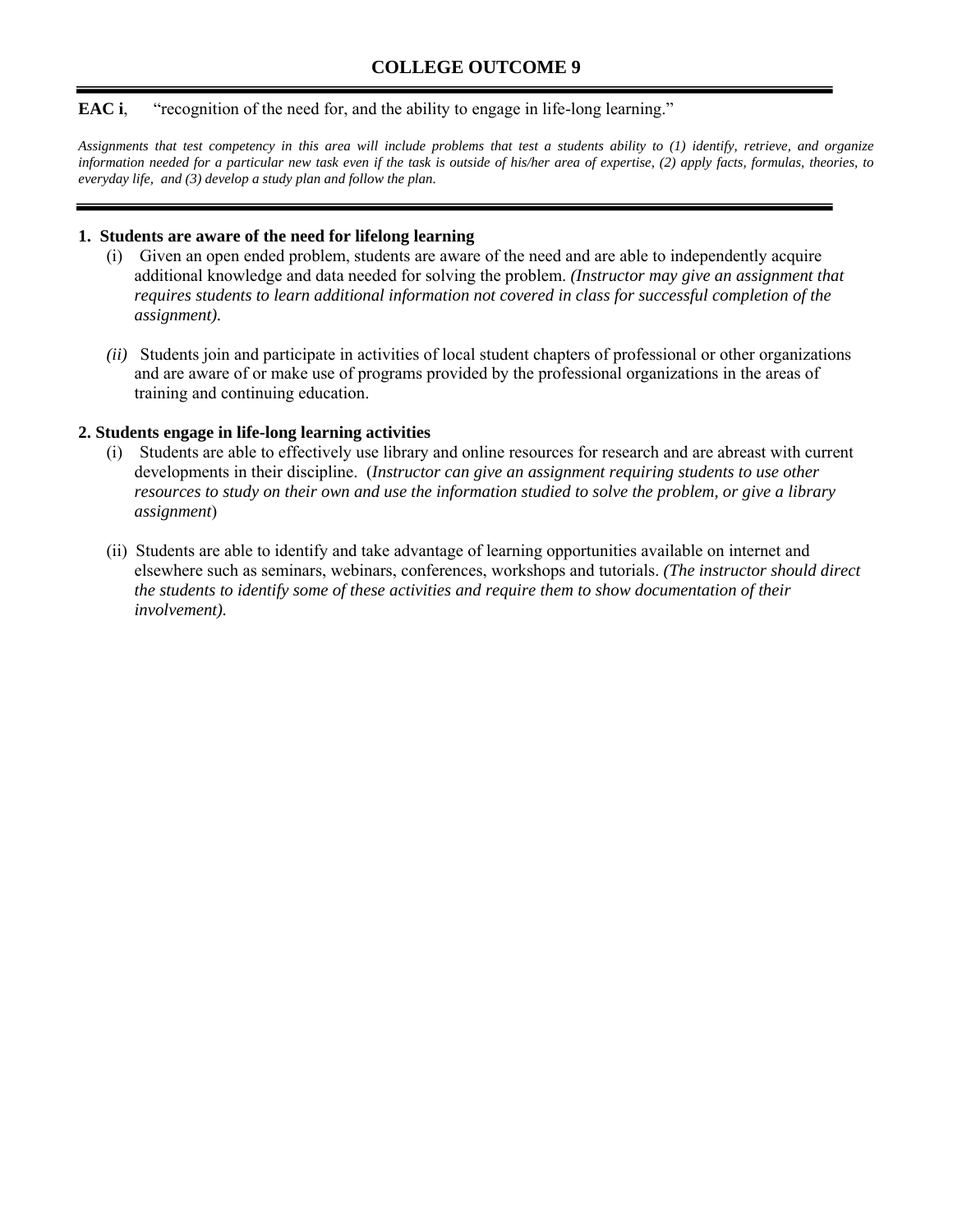# COLLEGE OUTCOME 9

**EAC i**, “recognition of the need for, and the ability to engage in life-long learning.”

*Assignments that test competency in this area will include problems that test a students ability to (1) identify, retrieve, and organize information needed for a particular new task even if the task is outside of his/her area of expertise, (2) apply facts, formulas, theories, to everyday life, and (3) develop a study plan and follow the plan.*

---

**1. Students are aware of the need for lifelong learning**

(i) Given an open ended problem, students are aware of the need and are able to independently acquire additional knowledge and data needed for solving the problem. *(Instructor may give an assignment that requires students to learn additional information not covered in class for successful completion of the assignment).*

*(ii)* Students join and participate in activities of local student chapters of professional or other organizations and are aware of or make use of programs provided by the professional organizations in the areas of training and continuing education.

**2. Students engage in life-long learning activities**

(i) Students are able to effectively use library and online resources for research and are abreast with current developments in their discipline. (*Instructor can give an assignment requiring students to use other resources to study on their own and use the information studied to solve the problem, or give a library assignment*)

(ii) Students are able to identify and take advantage of learning opportunities available on internet and elsewhere such as seminars, webinars, conferences, workshops and tutorials. *(The instructor should direct the students to identify some of these activities and require them to show documentation of their involvement).*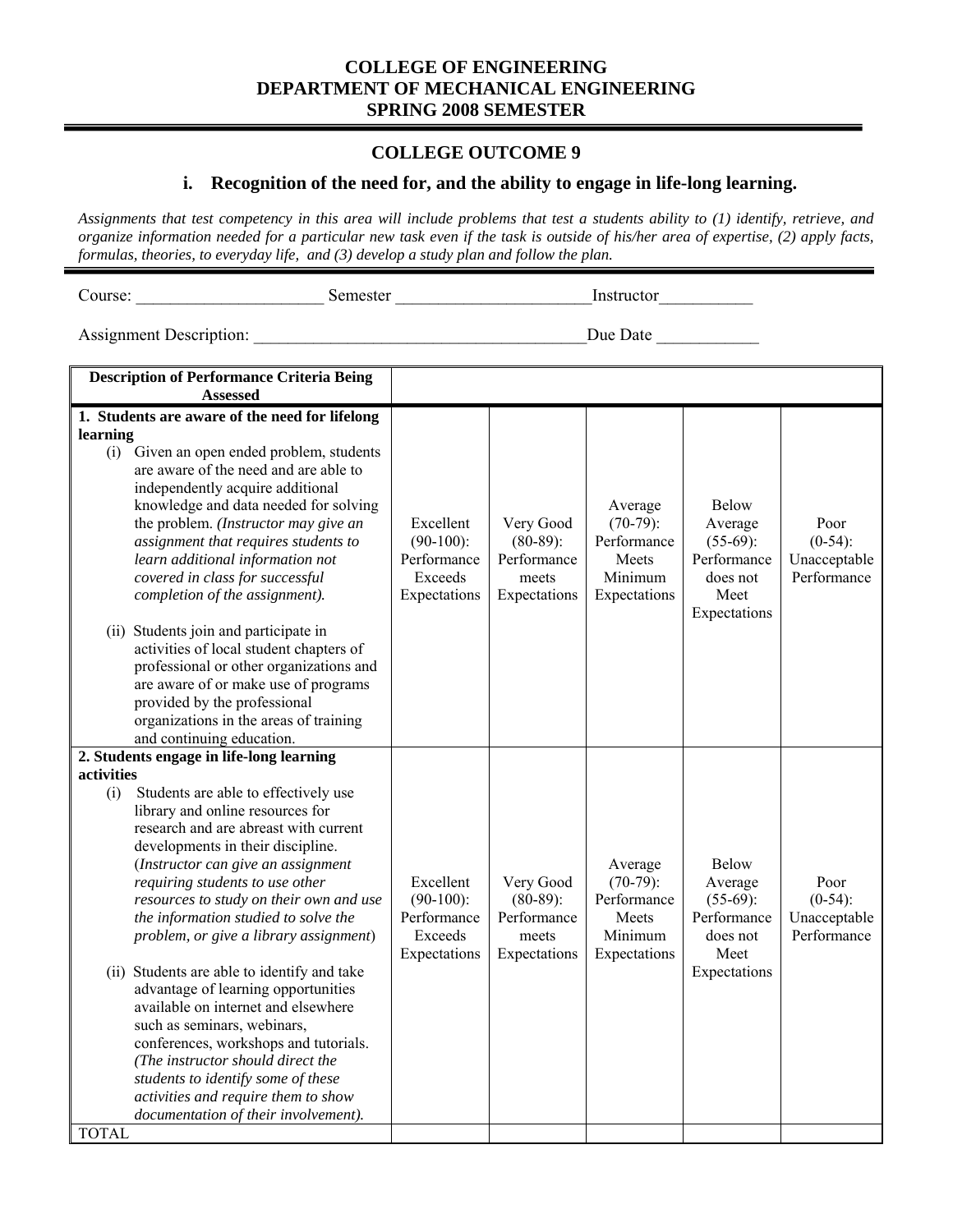**COLLEGE OF ENGINEERING**
**DEPARTMENT OF MECHANICAL ENGINEERING**
**SPRING 2008 SEMESTER**

---

## COLLEGE OUTCOME 9

### i. Recognition of the need for, and the ability to engage in life-long learning.

*Assignments that test competency in this area will include problems that test a students ability to (1) identify, retrieve, and organize information needed for a particular new task even if the task is outside of his/her area of expertise, (2) apply facts, formulas, theories, to everyday life, and (3) develop a study plan and follow the plan.*

---

Course: ______________________ Semester ______________________ Instructor___________

Assignment Description: ________________________________________ Due Date ____________

| Description of Performance Criteria Being Assessed | | | | | |
|---|---|---|---|---|---|
| **1. Students are aware of the need for lifelong learning**<br>(i) Given an open ended problem, students are aware of the need and are able to independently acquire additional knowledge and data needed for solving the problem. *(Instructor may give an assignment that requires students to learn additional information not covered in class for successful completion of the assignment).*<br><br>(ii) Students join and participate in activities of local student chapters of professional or other organizations and are aware of or make use of programs provided by the professional organizations in the areas of training and continuing education. | Excellent (90-100): Performance Exceeds Expectations | Very Good (80-89): Performance meets Expectations | Average (70-79): Performance Meets Minimum Expectations | Below Average (55-69): Performance does not Meet Expectations | Poor (0-54): Unacceptable Performance |
| **2. Students engage in life-long learning activities**<br>(i) Students are able to effectively use library and online resources for research and are abreast with current developments in their discipline. (*Instructor can give an assignment requiring students to use other resources to study on their own and use the information studied to solve the problem, or give a library assignment*)<br><br>(ii) Students are able to identify and take advantage of learning opportunities available on internet and elsewhere such as seminars, webinars, conferences, workshops and tutorials. *(The instructor should direct the students to identify some of these activities and require them to show documentation of their involvement).* | Excellent (90-100): Performance Exceeds Expectations | Very Good (80-89): Performance meets Expectations | Average (70-79): Performance Meets Minimum Expectations | Below Average (55-69): Performance does not Meet Expectations | Poor (0-54): Unacceptable Performance |
| TOTAL | | | | | |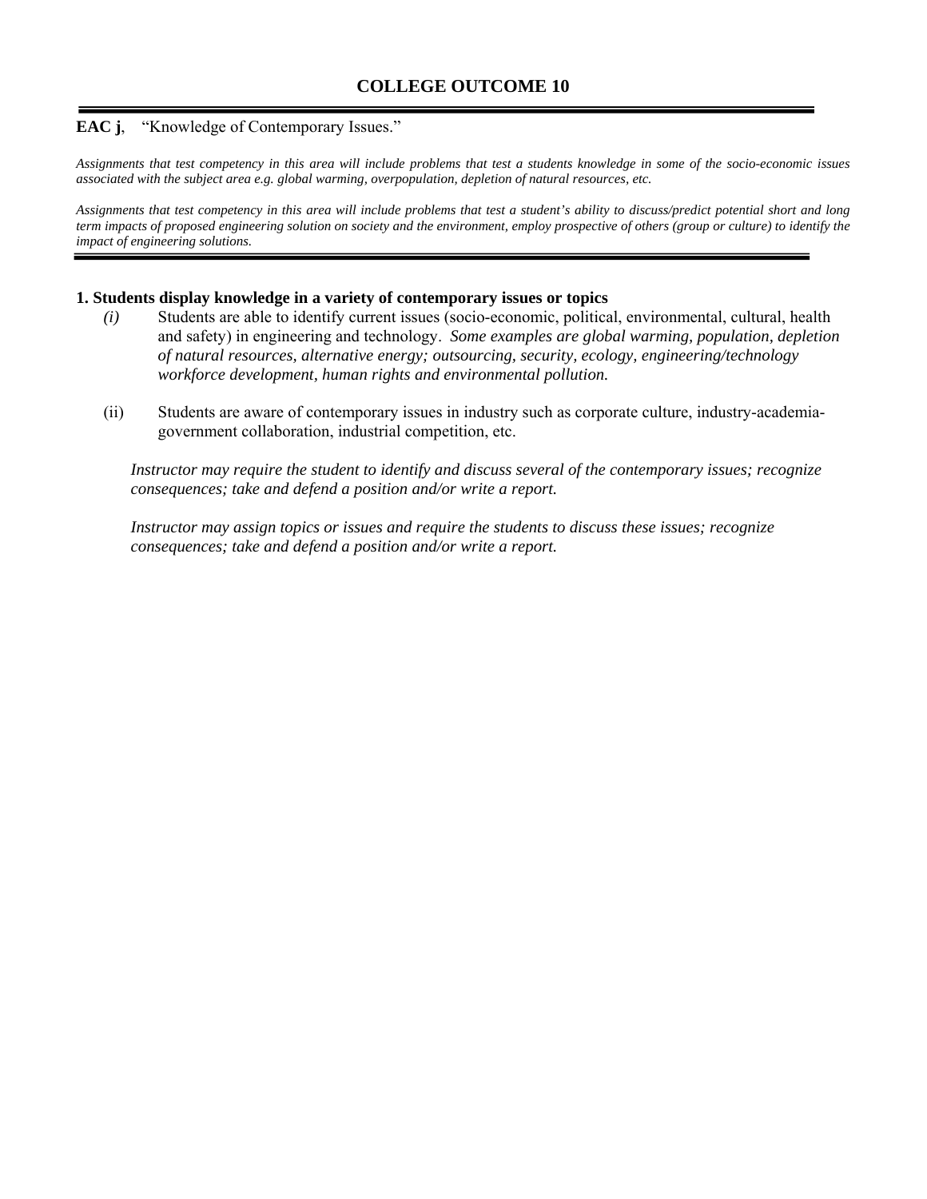## COLLEGE OUTCOME 10

**EAC j**, "Knowledge of Contemporary Issues."

*Assignments that test competency in this area will include problems that test a students knowledge in some of the socio-economic issues associated with the subject area e.g. global warming, overpopulation, depletion of natural resources, etc.*

*Assignments that test competency in this area will include problems that test a student's ability to discuss/predict potential short and long term impacts of proposed engineering solution on society and the environment, employ prospective of others (group or culture) to identify the impact of engineering solutions.*

**1. Students display knowledge in a variety of contemporary issues or topics**

*(i)* Students are able to identify current issues (socio-economic, political, environmental, cultural, health and safety) in engineering and technology. *Some examples are global warming, population, depletion of natural resources, alternative energy; outsourcing, security, ecology, engineering/technology workforce development, human rights and environmental pollution.*

(ii) Students are aware of contemporary issues in industry such as corporate culture, industry-academia-government collaboration, industrial competition, etc.

*Instructor may require the student to identify and discuss several of the contemporary issues; recognize consequences; take and defend a position and/or write a report.*

*Instructor may assign topics or issues and require the students to discuss these issues; recognize consequences; take and defend a position and/or write a report.*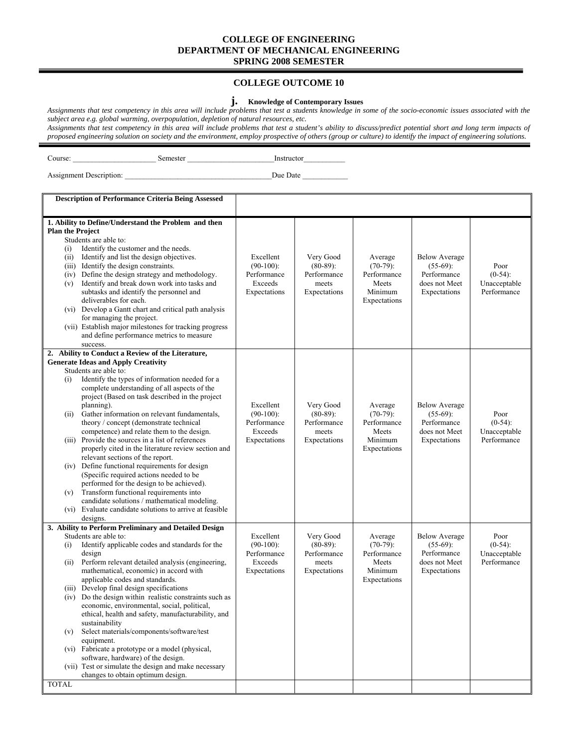**COLLEGE OF ENGINEERING**
**DEPARTMENT OF MECHANICAL ENGINEERING**
**SPRING 2008 SEMESTER**

## COLLEGE OUTCOME 10

**j. Knowledge of Contemporary Issues**

*Assignments that test competency in this area will include problems that test a students knowledge in some of the socio-economic issues associated with the subject area e.g. global warming, overpopulation, depletion of natural resources, etc.*
*Assignments that test competency in this area will include problems that test a student's ability to discuss/predict potential short and long term impacts of proposed engineering solution on society and the environment, employ prospective of others (group or culture) to identify the impact of engineering solutions.*

Course: ______________________ Semester ________________________ Instructor___________

Assignment Description: _________________________________________ Due Date ____________

| Description of Performance Criteria Being Assessed | | | | | |
|---|---|---|---|---|---|
| **1. Ability to Define/Understand the Problem and then Plan the Project**<br>Students are able to:<br>(i) Identify the customer and the needs.<br>(ii) Identify and list the design objectives.<br>(iii) Identify the design constraints.<br>(iv) Define the design strategy and methodology.<br>(v) Identify and break down work into tasks and subtasks and identify the personnel and deliverables for each.<br>(vi) Develop a Gantt chart and critical path analysis for managing the project.<br>(vii) Establish major milestones for tracking progress and define performance metrics to measure success. | Excellent (90-100): Performance Exceeds Expectations | Very Good (80-89): Performance meets Expectations | Average (70-79): Performance Meets Minimum Expectations | Below Average (55-69): Performance does not Meet Expectations | Poor (0-54): Unacceptable Performance |
| **2. Ability to Conduct a Review of the Literature, Generate Ideas and Apply Creativity**<br>Students are able to:<br>(i) Identify the types of information needed for a complete understanding of all aspects of the project (Based on task described in the project planning).<br>(ii) Gather information on relevant fundamentals, theory / concept (demonstrate technical competence) and relate them to the design.<br>(iii) Provide the sources in a list of references properly cited in the literature review section and relevant sections of the report.<br>(iv) Define functional requirements for design (Specific required actions needed to be performed for the design to be achieved).<br>(v) Transform functional requirements into candidate solutions / mathematical modeling.<br>(vi) Evaluate candidate solutions to arrive at feasible designs. | Excellent (90-100): Performance Exceeds Expectations | Very Good (80-89): Performance meets Expectations | Average (70-79): Performance Meets Minimum Expectations | Below Average (55-69): Performance does not Meet Expectations | Poor (0-54): Unacceptable Performance |
| **3. Ability to Perform Preliminary and Detailed Design**<br>Students are able to:<br>(i) Identify applicable codes and standards for the design<br>(ii) Perform relevant detailed analysis (engineering, mathematical, economic) in accord with applicable codes and standards.<br>(iii) Develop final design specifications<br>(iv) Do the design within realistic constraints such as economic, environmental, social, political, ethical, health and safety, manufacturability, and sustainability<br>(v) Select materials/components/software/test equipment.<br>(vi) Fabricate a prototype or a model (physical, software, hardware) of the design.<br>(vii) Test or simulate the design and make necessary changes to obtain optimum design. | Excellent (90-100): Performance Exceeds Expectations | Very Good (80-89): Performance meets Expectations | Average (70-79): Performance Meets Minimum Expectations | Below Average (55-69): Performance does not Meet Expectations | Poor (0-54): Unacceptable Performance |
| TOTAL | | | | | |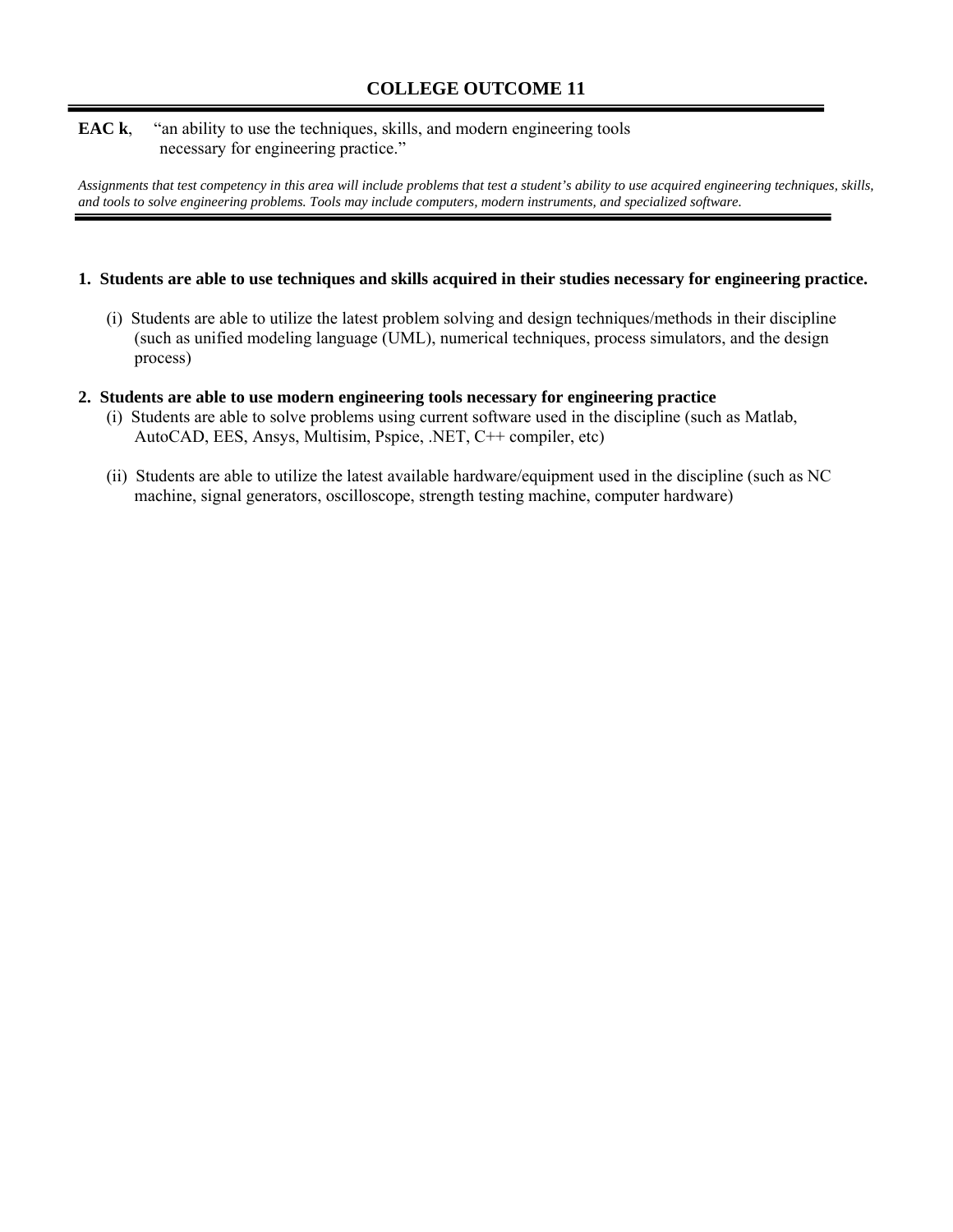## COLLEGE OUTCOME 11

**EAC k**, "an ability to use the techniques, skills, and modern engineering tools necessary for engineering practice."

*Assignments that test competency in this area will include problems that test a student's ability to use acquired engineering techniques, skills, and tools to solve engineering problems. Tools may include computers, modern instruments, and specialized software.*

**1. Students are able to use techniques and skills acquired in their studies necessary for engineering practice.**

(i) Students are able to utilize the latest problem solving and design techniques/methods in their discipline (such as unified modeling language (UML), numerical techniques, process simulators, and the design process)

**2. Students are able to use modern engineering tools necessary for engineering practice**

(i) Students are able to solve problems using current software used in the discipline (such as Matlab, AutoCAD, EES, Ansys, Multisim, Pspice, .NET, C++ compiler, etc)

(ii) Students are able to utilize the latest available hardware/equipment used in the discipline (such as NC machine, signal generators, oscilloscope, strength testing machine, computer hardware)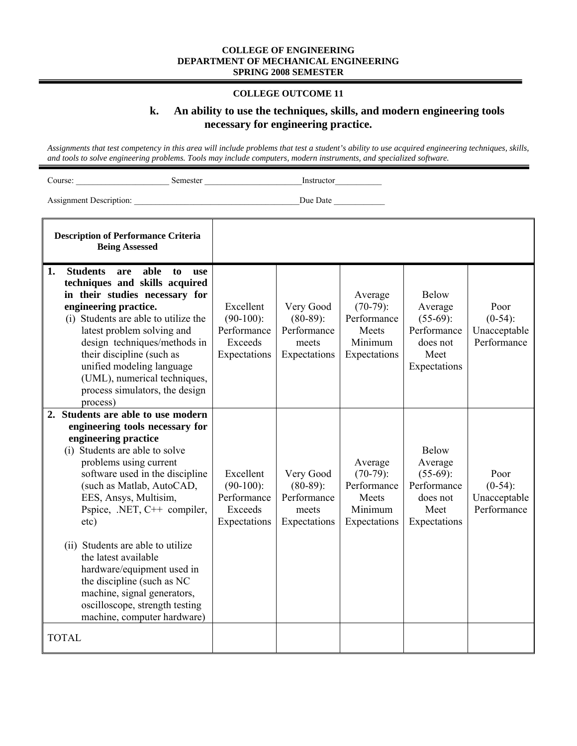**COLLEGE OF ENGINEERING**
**DEPARTMENT OF MECHANICAL ENGINEERING**
**SPRING 2008 SEMESTER**

**COLLEGE OUTCOME 11**

## k. An ability to use the techniques, skills, and modern engineering tools necessary for engineering practice.

*Assignments that test competency in this area will include problems that test a student's ability to use acquired engineering techniques, skills, and tools to solve engineering problems. Tools may include computers, modern instruments, and specialized software.*

Course: ______________________ Semester ______________________ Instructor___________

Assignment Description: _______________________________________ Due Date ____________

| **Description of Performance Criteria Being Assessed** | | | | | |
|---|---|---|---|---|---|
| **1. Students are able to use techniques and skills acquired in their studies necessary for engineering practice.** (i) Students are able to utilize the latest problem solving and design techniques/methods in their discipline (such as unified modeling language (UML), numerical techniques, process simulators, the design process) | Excellent (90-100): Performance Exceeds Expectations | Very Good (80-89): Performance meets Expectations | Average (70-79): Performance Meets Minimum Expectations | Below Average (55-69): Performance does not Meet Expectations | Poor (0-54): Unacceptable Performance |
| **2. Students are able to use modern engineering tools necessary for engineering practice** (i) Students are able to solve problems using current software used in the discipline (such as Matlab, AutoCAD, EES, Ansys, Multisim, Pspice, .NET, C++ compiler, etc) (ii) Students are able to utilize the latest available hardware/equipment used in the discipline (such as NC machine, signal generators, oscilloscope, strength testing machine, computer hardware) | Excellent (90-100): Performance Exceeds Expectations | Very Good (80-89): Performance meets Expectations | Average (70-79): Performance Meets Minimum Expectations | Below Average (55-69): Performance does not Meet Expectations | Poor (0-54): Unacceptable Performance |
| TOTAL | | | | | |